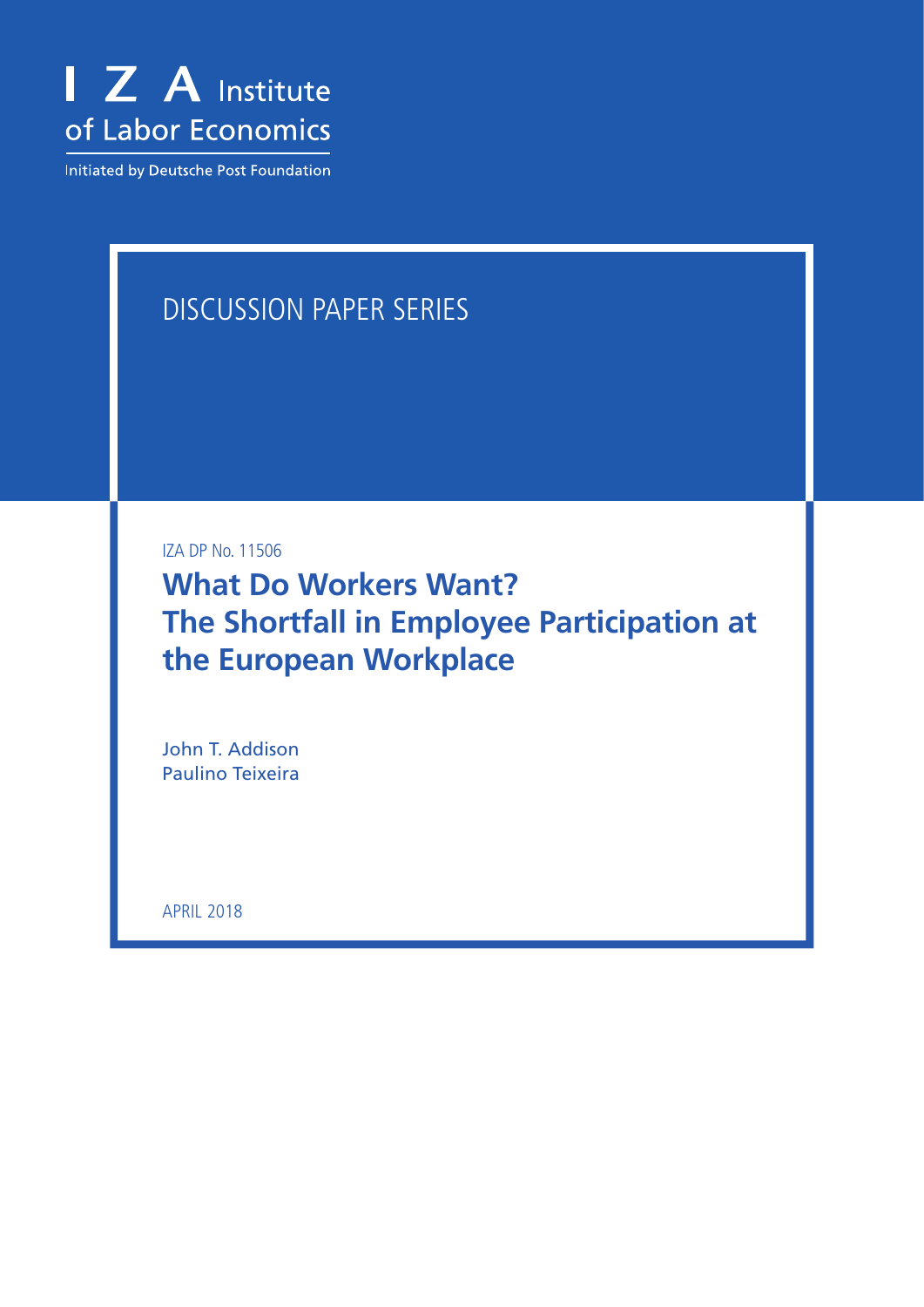I Z A Institute of Labor Economics

Initiated by Deutsche Post Foundation

DISCUSSION PAPER SERIES

IZA DP No. 11506

# What Do Workers Want? The Shortfall in Employee Participation at the European Workplace

John T. Addison
Paulino Teixeira

APRIL 2018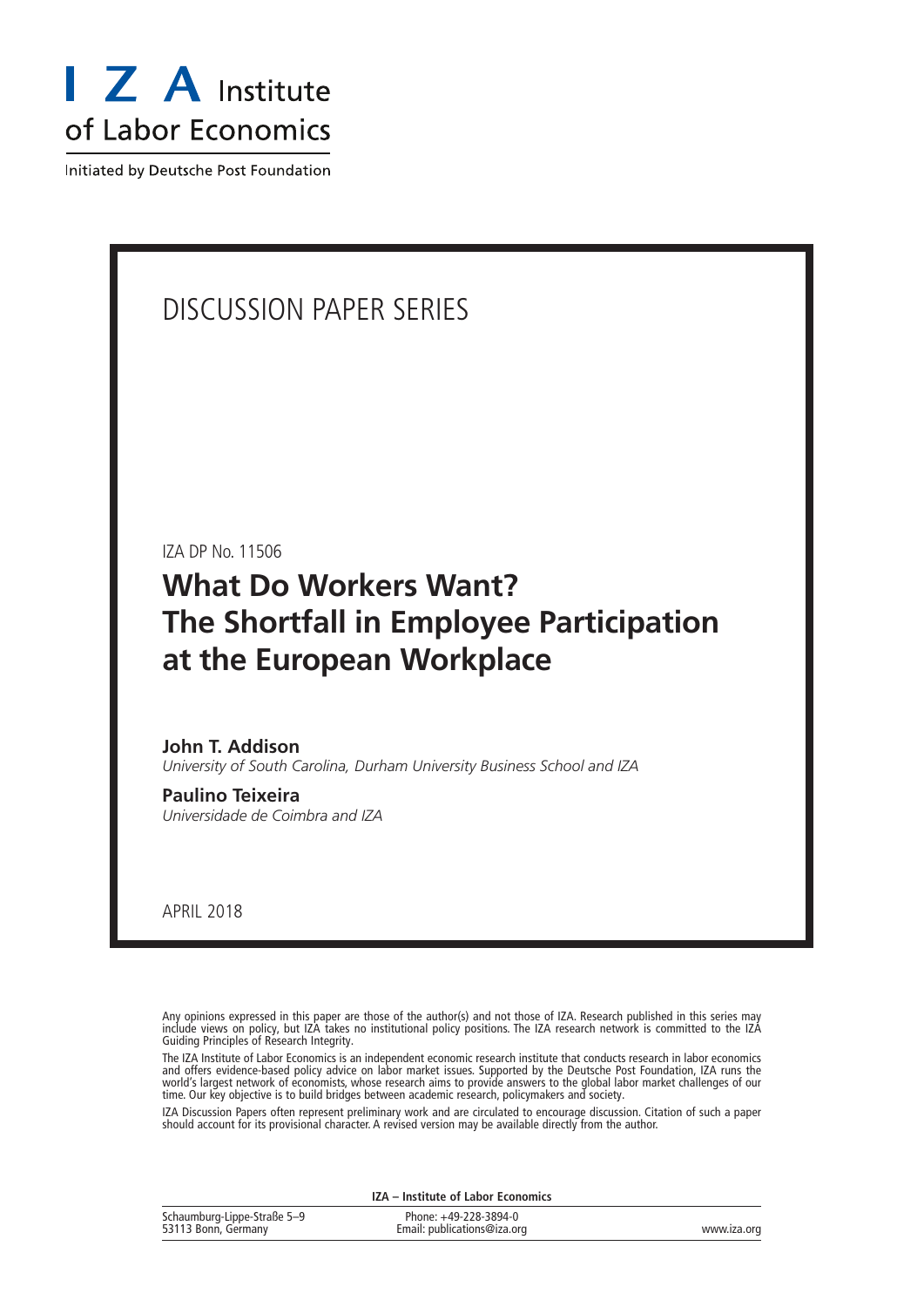IZA Institute of Labor Economics

Initiated by Deutsche Post Foundation

DISCUSSION PAPER SERIES

IZA DP No. 11506

# What Do Workers Want? The Shortfall in Employee Participation at the European Workplace

**John T. Addison**
*University of South Carolina, Durham University Business School and IZA*

**Paulino Teixeira**
*Universidade de Coimbra and IZA*

APRIL 2018

Any opinions expressed in this paper are those of the author(s) and not those of IZA. Research published in this series may include views on policy, but IZA takes no institutional policy positions. The IZA research network is committed to the IZA Guiding Principles of Research Integrity.

The IZA Institute of Labor Economics is an independent economic research institute that conducts research in labor economics and offers evidence-based policy advice on labor market issues. Supported by the Deutsche Post Foundation, IZA runs the world's largest network of economists, whose research aims to provide answers to the global labor market challenges of our time. Our key objective is to build bridges between academic research, policymakers and society.

IZA Discussion Papers often represent preliminary work and are circulated to encourage discussion. Citation of such a paper should account for its provisional character. A revised version may be available directly from the author.

**IZA – Institute of Labor Economics**

| | | |
|---|---|---|
| Schaumburg-Lippe-Straße 5–9<br>53113 Bonn, Germany | Phone: +49-228-3894-0<br>Email: publications@iza.org | www.iza.org |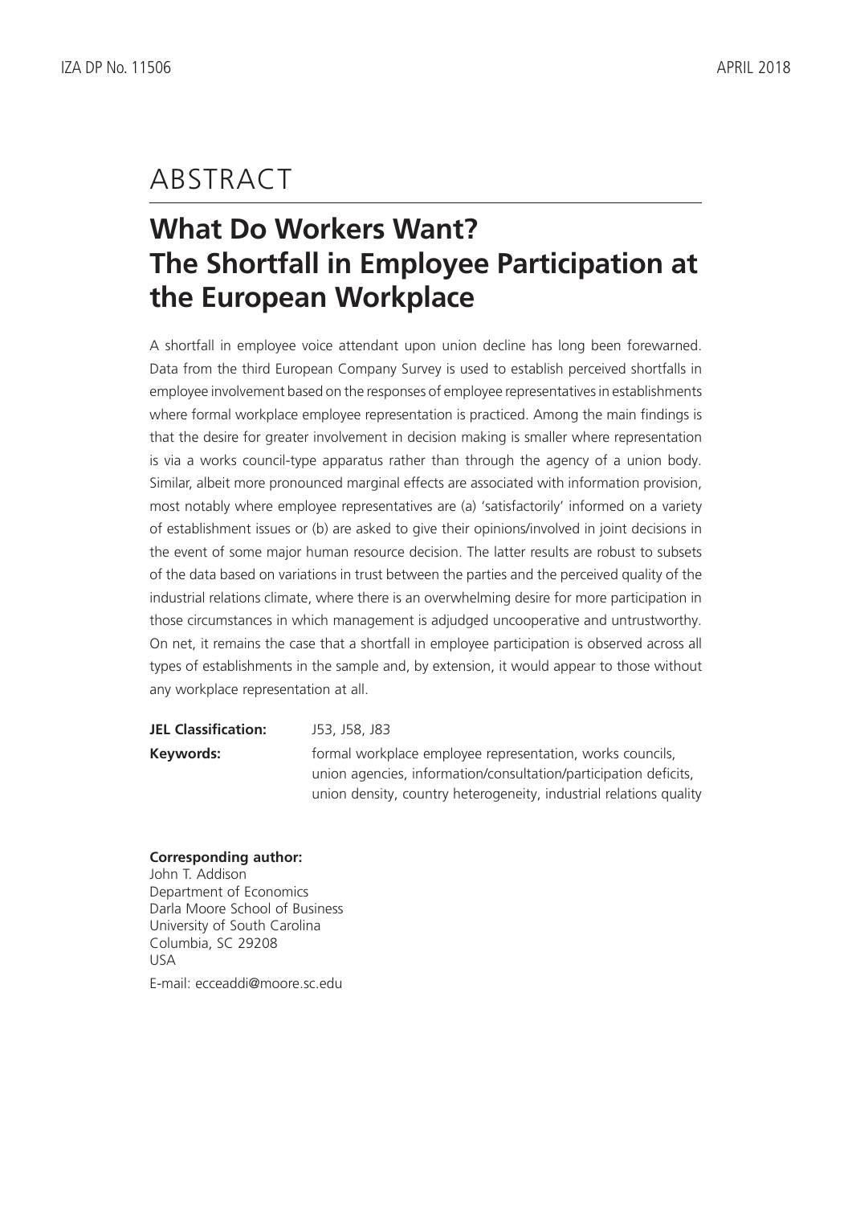# ABSTRACT

## What Do Workers Want? The Shortfall in Employee Participation at the European Workplace

A shortfall in employee voice attendant upon union decline has long been forewarned. Data from the third European Company Survey is used to establish perceived shortfalls in employee involvement based on the responses of employee representatives in establishments where formal workplace employee representation is practiced. Among the main findings is that the desire for greater involvement in decision making is smaller where representation is via a works council-type apparatus rather than through the agency of a union body. Similar, albeit more pronounced marginal effects are associated with information provision, most notably where employee representatives are (a) 'satisfactorily' informed on a variety of establishment issues or (b) are asked to give their opinions/involved in joint decisions in the event of some major human resource decision. The latter results are robust to subsets of the data based on variations in trust between the parties and the perceived quality of the industrial relations climate, where there is an overwhelming desire for more participation in those circumstances in which management is adjudged uncooperative and untrustworthy. On net, it remains the case that a shortfall in employee participation is observed across all types of establishments in the sample and, by extension, it would appear to those without any workplace representation at all.

**JEL Classification:** J53, J58, J83

**Keywords:** formal workplace employee representation, works councils, union agencies, information/consultation/participation deficits, union density, country heterogeneity, industrial relations quality

**Corresponding author:**
John T. Addison
Department of Economics
Darla Moore School of Business
University of South Carolina
Columbia, SC 29208
USA

E-mail: ecceaddi@moore.sc.edu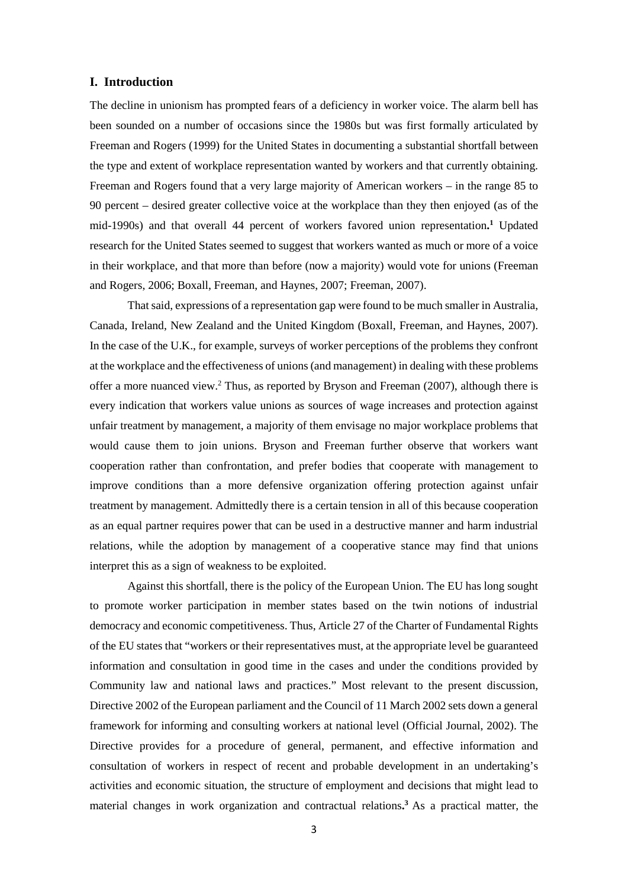## I. Introduction

The decline in unionism has prompted fears of a deficiency in worker voice. The alarm bell has been sounded on a number of occasions since the 1980s but was first formally articulated by Freeman and Rogers (1999) for the United States in documenting a substantial shortfall between the type and extent of workplace representation wanted by workers and that currently obtaining. Freeman and Rogers found that a very large majority of American workers – in the range 85 to 90 percent – desired greater collective voice at the workplace than they then enjoyed (as of the mid-1990s) and that overall 44 percent of workers favored union representation**.**[1] Updated research for the United States seemed to suggest that workers wanted as much or more of a voice in their workplace, and that more than before (now a majority) would vote for unions (Freeman and Rogers, 2006; Boxall, Freeman, and Haynes, 2007; Freeman, 2007).

That said, expressions of a representation gap were found to be much smaller in Australia, Canada, Ireland, New Zealand and the United Kingdom (Boxall, Freeman, and Haynes, 2007). In the case of the U.K., for example, surveys of worker perceptions of the problems they confront at the workplace and the effectiveness of unions (and management) in dealing with these problems offer a more nuanced view.[2] Thus, as reported by Bryson and Freeman (2007), although there is every indication that workers value unions as sources of wage increases and protection against unfair treatment by management, a majority of them envisage no major workplace problems that would cause them to join unions. Bryson and Freeman further observe that workers want cooperation rather than confrontation, and prefer bodies that cooperate with management to improve conditions than a more defensive organization offering protection against unfair treatment by management. Admittedly there is a certain tension in all of this because cooperation as an equal partner requires power that can be used in a destructive manner and harm industrial relations, while the adoption by management of a cooperative stance may find that unions interpret this as a sign of weakness to be exploited.

Against this shortfall, there is the policy of the European Union. The EU has long sought to promote worker participation in member states based on the twin notions of industrial democracy and economic competitiveness. Thus, Article 27 of the Charter of Fundamental Rights of the EU states that "workers or their representatives must, at the appropriate level be guaranteed information and consultation in good time in the cases and under the conditions provided by Community law and national laws and practices." Most relevant to the present discussion, Directive 2002 of the European parliament and the Council of 11 March 2002 sets down a general framework for informing and consulting workers at national level (Official Journal, 2002). The Directive provides for a procedure of general, permanent, and effective information and consultation of workers in respect of recent and probable development in an undertaking's activities and economic situation, the structure of employment and decisions that might lead to material changes in work organization and contractual relations**.**[3] As a practical matter, the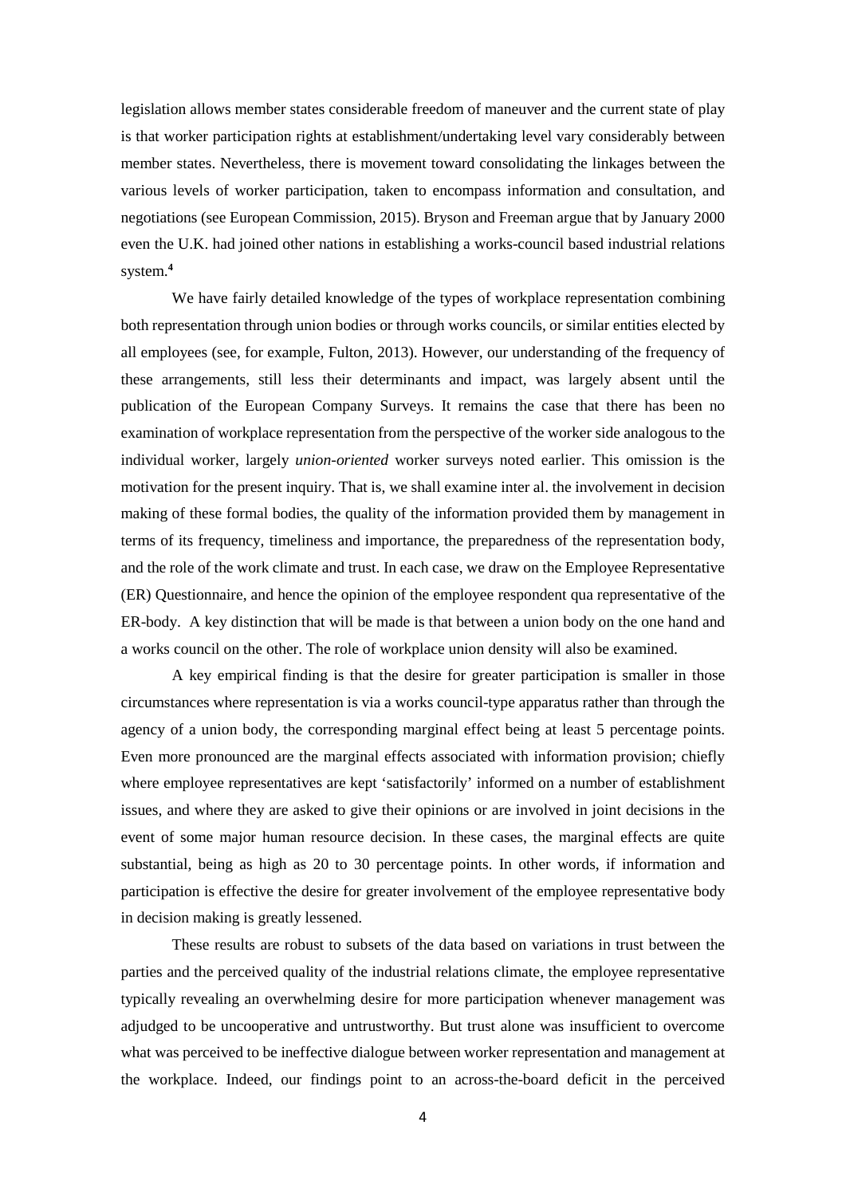legislation allows member states considerable freedom of maneuver and the current state of play is that worker participation rights at establishment/undertaking level vary considerably between member states. Nevertheless, there is movement toward consolidating the linkages between the various levels of worker participation, taken to encompass information and consultation, and negotiations (see European Commission, 2015). Bryson and Freeman argue that by January 2000 even the U.K. had joined other nations in establishing a works-council based industrial relations system.[4]

We have fairly detailed knowledge of the types of workplace representation combining both representation through union bodies or through works councils, or similar entities elected by all employees (see, for example, Fulton, 2013). However, our understanding of the frequency of these arrangements, still less their determinants and impact, was largely absent until the publication of the European Company Surveys. It remains the case that there has been no examination of workplace representation from the perspective of the worker side analogous to the individual worker, largely *union-oriented* worker surveys noted earlier. This omission is the motivation for the present inquiry. That is, we shall examine inter al. the involvement in decision making of these formal bodies, the quality of the information provided them by management in terms of its frequency, timeliness and importance, the preparedness of the representation body, and the role of the work climate and trust. In each case, we draw on the Employee Representative (ER) Questionnaire, and hence the opinion of the employee respondent qua representative of the ER-body. A key distinction that will be made is that between a union body on the one hand and a works council on the other. The role of workplace union density will also be examined.

A key empirical finding is that the desire for greater participation is smaller in those circumstances where representation is via a works council-type apparatus rather than through the agency of a union body, the corresponding marginal effect being at least 5 percentage points. Even more pronounced are the marginal effects associated with information provision; chiefly where employee representatives are kept 'satisfactorily' informed on a number of establishment issues, and where they are asked to give their opinions or are involved in joint decisions in the event of some major human resource decision. In these cases, the marginal effects are quite substantial, being as high as 20 to 30 percentage points. In other words, if information and participation is effective the desire for greater involvement of the employee representative body in decision making is greatly lessened.

These results are robust to subsets of the data based on variations in trust between the parties and the perceived quality of the industrial relations climate, the employee representative typically revealing an overwhelming desire for more participation whenever management was adjudged to be uncooperative and untrustworthy. But trust alone was insufficient to overcome what was perceived to be ineffective dialogue between worker representation and management at the workplace. Indeed, our findings point to an across-the-board deficit in the perceived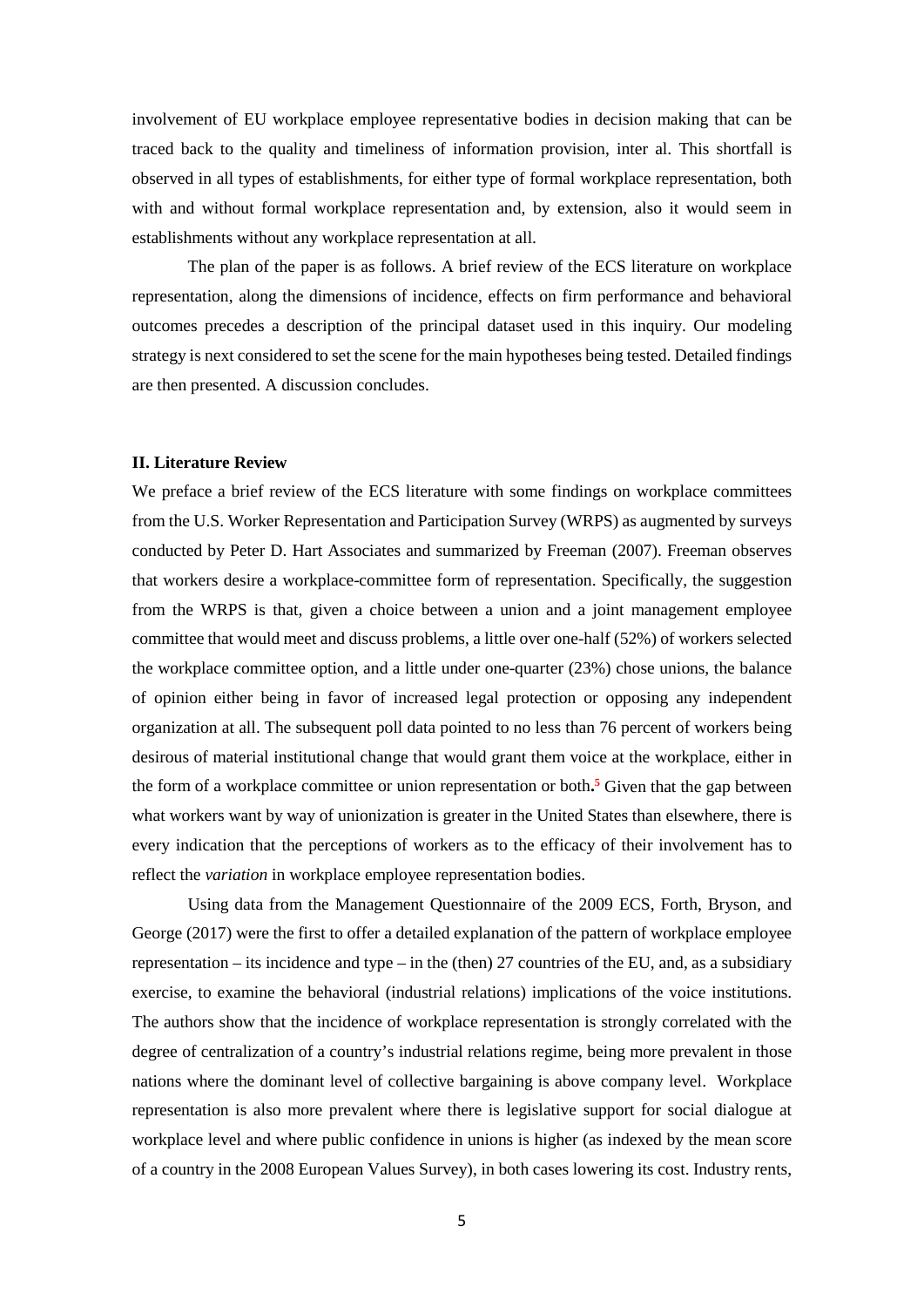involvement of EU workplace employee representative bodies in decision making that can be traced back to the quality and timeliness of information provision, inter al. This shortfall is observed in all types of establishments, for either type of formal workplace representation, both with and without formal workplace representation and, by extension, also it would seem in establishments without any workplace representation at all.

The plan of the paper is as follows. A brief review of the ECS literature on workplace representation, along the dimensions of incidence, effects on firm performance and behavioral outcomes precedes a description of the principal dataset used in this inquiry. Our modeling strategy is next considered to set the scene for the main hypotheses being tested. Detailed findings are then presented. A discussion concludes.

## II. Literature Review

We preface a brief review of the ECS literature with some findings on workplace committees from the U.S. Worker Representation and Participation Survey (WRPS) as augmented by surveys conducted by Peter D. Hart Associates and summarized by Freeman (2007). Freeman observes that workers desire a workplace-committee form of representation. Specifically, the suggestion from the WRPS is that, given a choice between a union and a joint management employee committee that would meet and discuss problems, a little over one-half (52%) of workers selected the workplace committee option, and a little under one-quarter (23%) chose unions, the balance of opinion either being in favor of increased legal protection or opposing any independent organization at all. The subsequent poll data pointed to no less than 76 percent of workers being desirous of material institutional change that would grant them voice at the workplace, either in the form of a workplace committee or union representation or both.[5] Given that the gap between what workers want by way of unionization is greater in the United States than elsewhere, there is every indication that the perceptions of workers as to the efficacy of their involvement has to reflect the *variation* in workplace employee representation bodies.

Using data from the Management Questionnaire of the 2009 ECS, Forth, Bryson, and George (2017) were the first to offer a detailed explanation of the pattern of workplace employee representation – its incidence and type – in the (then) 27 countries of the EU, and, as a subsidiary exercise, to examine the behavioral (industrial relations) implications of the voice institutions. The authors show that the incidence of workplace representation is strongly correlated with the degree of centralization of a country's industrial relations regime, being more prevalent in those nations where the dominant level of collective bargaining is above company level. Workplace representation is also more prevalent where there is legislative support for social dialogue at workplace level and where public confidence in unions is higher (as indexed by the mean score of a country in the 2008 European Values Survey), in both cases lowering its cost. Industry rents,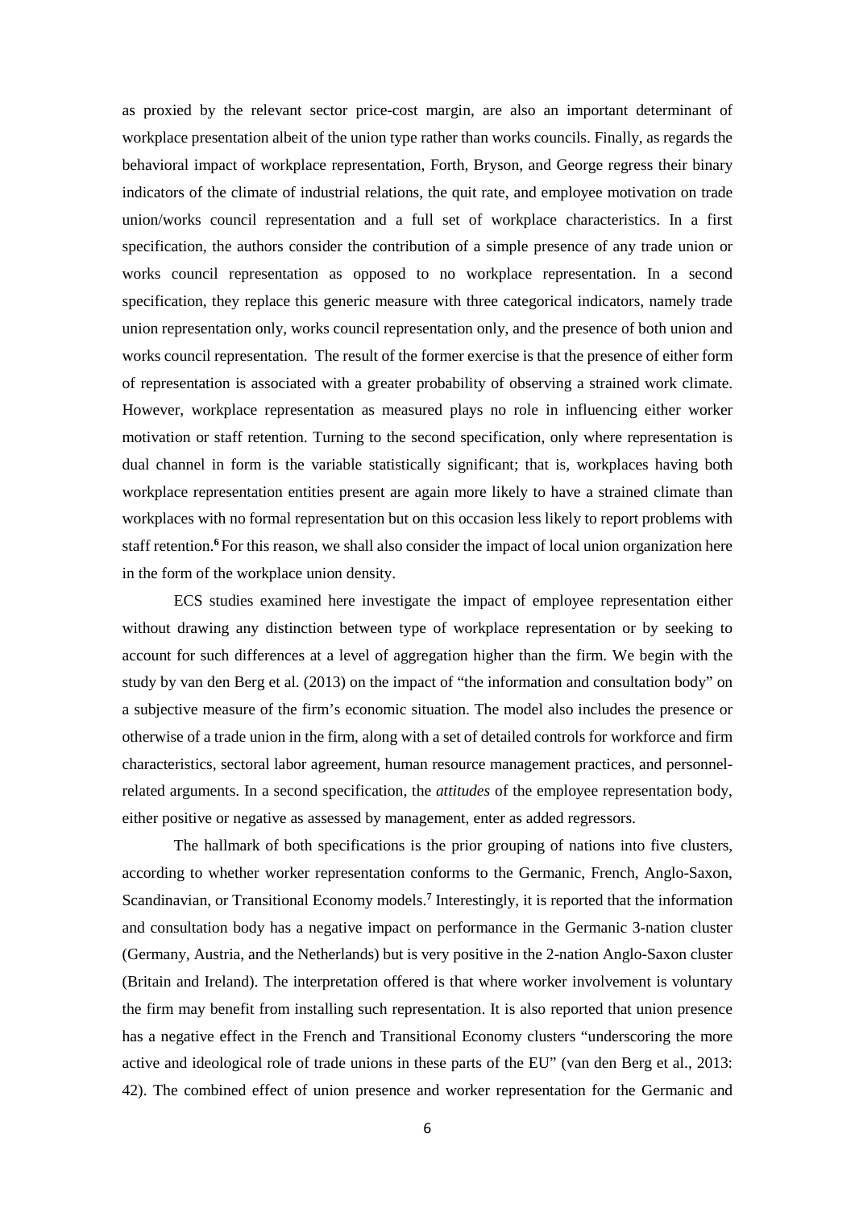as proxied by the relevant sector price-cost margin, are also an important determinant of workplace presentation albeit of the union type rather than works councils. Finally, as regards the behavioral impact of workplace representation, Forth, Bryson, and George regress their binary indicators of the climate of industrial relations, the quit rate, and employee motivation on trade union/works council representation and a full set of workplace characteristics. In a first specification, the authors consider the contribution of a simple presence of any trade union or works council representation as opposed to no workplace representation. In a second specification, they replace this generic measure with three categorical indicators, namely trade union representation only, works council representation only, and the presence of both union and works council representation. The result of the former exercise is that the presence of either form of representation is associated with a greater probability of observing a strained work climate. However, workplace representation as measured plays no role in influencing either worker motivation or staff retention. Turning to the second specification, only where representation is dual channel in form is the variable statistically significant; that is, workplaces having both workplace representation entities present are again more likely to have a strained climate than workplaces with no formal representation but on this occasion less likely to report problems with staff retention.[6] For this reason, we shall also consider the impact of local union organization here in the form of the workplace union density.

ECS studies examined here investigate the impact of employee representation either without drawing any distinction between type of workplace representation or by seeking to account for such differences at a level of aggregation higher than the firm. We begin with the study by van den Berg et al. (2013) on the impact of "the information and consultation body" on a subjective measure of the firm's economic situation. The model also includes the presence or otherwise of a trade union in the firm, along with a set of detailed controls for workforce and firm characteristics, sectoral labor agreement, human resource management practices, and personnel-related arguments. In a second specification, the *attitudes* of the employee representation body, either positive or negative as assessed by management, enter as added regressors.

The hallmark of both specifications is the prior grouping of nations into five clusters, according to whether worker representation conforms to the Germanic, French, Anglo-Saxon, Scandinavian, or Transitional Economy models.[7] Interestingly, it is reported that the information and consultation body has a negative impact on performance in the Germanic 3-nation cluster (Germany, Austria, and the Netherlands) but is very positive in the 2-nation Anglo-Saxon cluster (Britain and Ireland). The interpretation offered is that where worker involvement is voluntary the firm may benefit from installing such representation. It is also reported that union presence has a negative effect in the French and Transitional Economy clusters "underscoring the more active and ideological role of trade unions in these parts of the EU" (van den Berg et al., 2013: 42). The combined effect of union presence and worker representation for the Germanic and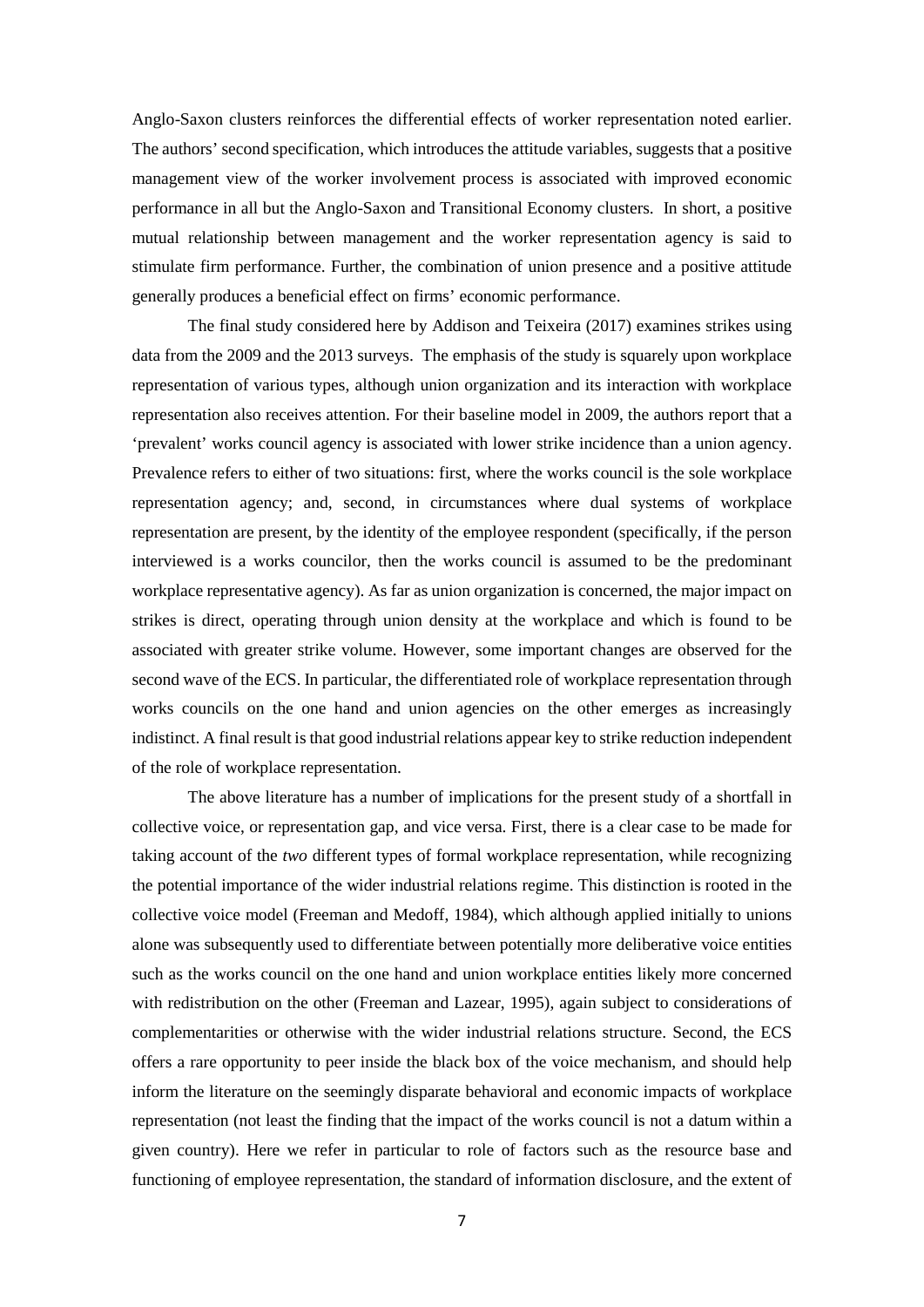Anglo-Saxon clusters reinforces the differential effects of worker representation noted earlier. The authors' second specification, which introduces the attitude variables, suggests that a positive management view of the worker involvement process is associated with improved economic performance in all but the Anglo-Saxon and Transitional Economy clusters. In short, a positive mutual relationship between management and the worker representation agency is said to stimulate firm performance. Further, the combination of union presence and a positive attitude generally produces a beneficial effect on firms' economic performance.

The final study considered here by Addison and Teixeira (2017) examines strikes using data from the 2009 and the 2013 surveys. The emphasis of the study is squarely upon workplace representation of various types, although union organization and its interaction with workplace representation also receives attention. For their baseline model in 2009, the authors report that a 'prevalent' works council agency is associated with lower strike incidence than a union agency. Prevalence refers to either of two situations: first, where the works council is the sole workplace representation agency; and, second, in circumstances where dual systems of workplace representation are present, by the identity of the employee respondent (specifically, if the person interviewed is a works councilor, then the works council is assumed to be the predominant workplace representative agency). As far as union organization is concerned, the major impact on strikes is direct, operating through union density at the workplace and which is found to be associated with greater strike volume. However, some important changes are observed for the second wave of the ECS. In particular, the differentiated role of workplace representation through works councils on the one hand and union agencies on the other emerges as increasingly indistinct. A final result is that good industrial relations appear key to strike reduction independent of the role of workplace representation.

The above literature has a number of implications for the present study of a shortfall in collective voice, or representation gap, and vice versa. First, there is a clear case to be made for taking account of the *two* different types of formal workplace representation, while recognizing the potential importance of the wider industrial relations regime. This distinction is rooted in the collective voice model (Freeman and Medoff, 1984), which although applied initially to unions alone was subsequently used to differentiate between potentially more deliberative voice entities such as the works council on the one hand and union workplace entities likely more concerned with redistribution on the other (Freeman and Lazear, 1995), again subject to considerations of complementarities or otherwise with the wider industrial relations structure. Second, the ECS offers a rare opportunity to peer inside the black box of the voice mechanism, and should help inform the literature on the seemingly disparate behavioral and economic impacts of workplace representation (not least the finding that the impact of the works council is not a datum within a given country). Here we refer in particular to role of factors such as the resource base and functioning of employee representation, the standard of information disclosure, and the extent of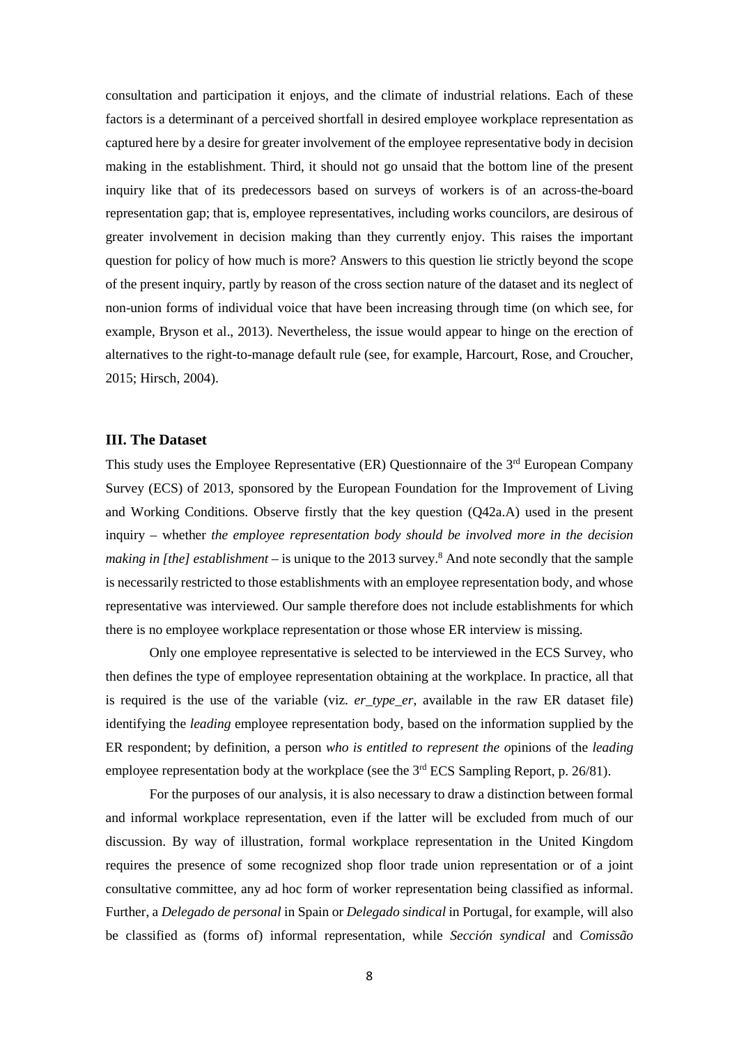consultation and participation it enjoys, and the climate of industrial relations. Each of these factors is a determinant of a perceived shortfall in desired employee workplace representation as captured here by a desire for greater involvement of the employee representative body in decision making in the establishment. Third, it should not go unsaid that the bottom line of the present inquiry like that of its predecessors based on surveys of workers is of an across-the-board representation gap; that is, employee representatives, including works councilors, are desirous of greater involvement in decision making than they currently enjoy. This raises the important question for policy of how much is more? Answers to this question lie strictly beyond the scope of the present inquiry, partly by reason of the cross section nature of the dataset and its neglect of non-union forms of individual voice that have been increasing through time (on which see, for example, Bryson et al., 2013). Nevertheless, the issue would appear to hinge on the erection of alternatives to the right-to-manage default rule (see, for example, Harcourt, Rose, and Croucher, 2015; Hirsch, 2004).

### III. The Dataset

This study uses the Employee Representative (ER) Questionnaire of the 3rd European Company Survey (ECS) of 2013, sponsored by the European Foundation for the Improvement of Living and Working Conditions. Observe firstly that the key question (Q42a.A) used in the present inquiry – whether *the employee representation body should be involved more in the decision making in [the] establishment* – is unique to the 2013 survey.[8] And note secondly that the sample is necessarily restricted to those establishments with an employee representation body, and whose representative was interviewed. Our sample therefore does not include establishments for which there is no employee workplace representation or those whose ER interview is missing.

Only one employee representative is selected to be interviewed in the ECS Survey, who then defines the type of employee representation obtaining at the workplace. In practice, all that is required is the use of the variable (viz. *er_type_er*, available in the raw ER dataset file) identifying the *leading* employee representation body, based on the information supplied by the ER respondent; by definition, a person *who is entitled to represent the o*pinions of the *leading* employee representation body at the workplace (see the 3rd ECS Sampling Report, p. 26/81).

For the purposes of our analysis, it is also necessary to draw a distinction between formal and informal workplace representation, even if the latter will be excluded from much of our discussion. By way of illustration, formal workplace representation in the United Kingdom requires the presence of some recognized shop floor trade union representation or of a joint consultative committee, any ad hoc form of worker representation being classified as informal. Further, a *Delegado de personal* in Spain or *Delegado sindical* in Portugal, for example, will also be classified as (forms of) informal representation, while *Sección syndical* and *Comissão*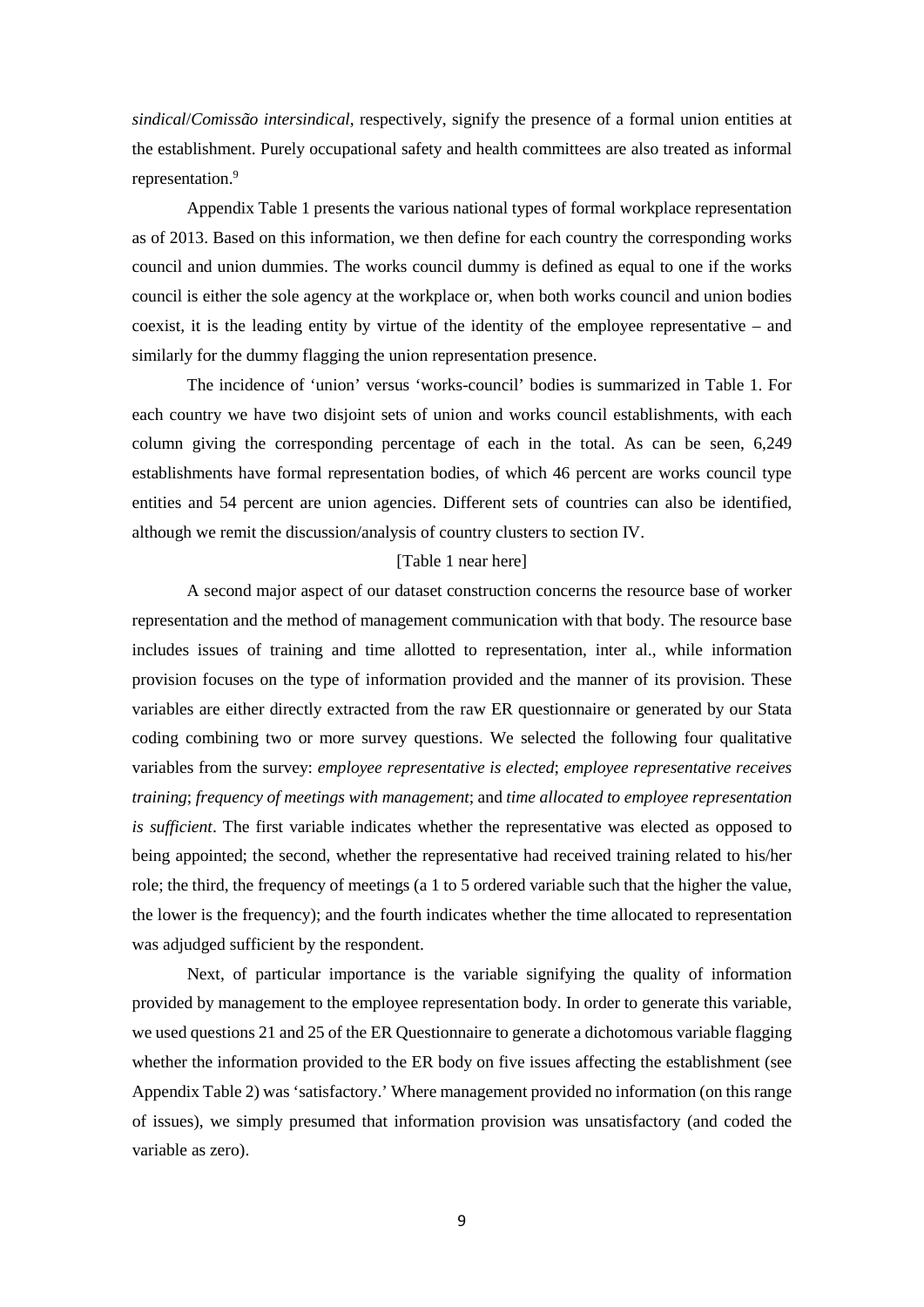*sindical*/*Comissão intersindical*, respectively, signify the presence of a formal union entities at the establishment. Purely occupational safety and health committees are also treated as informal representation.[9]

Appendix Table 1 presents the various national types of formal workplace representation as of 2013. Based on this information, we then define for each country the corresponding works council and union dummies. The works council dummy is defined as equal to one if the works council is either the sole agency at the workplace or, when both works council and union bodies coexist, it is the leading entity by virtue of the identity of the employee representative – and similarly for the dummy flagging the union representation presence.

The incidence of 'union' versus 'works-council' bodies is summarized in Table 1. For each country we have two disjoint sets of union and works council establishments, with each column giving the corresponding percentage of each in the total. As can be seen, 6,249 establishments have formal representation bodies, of which 46 percent are works council type entities and 54 percent are union agencies. Different sets of countries can also be identified, although we remit the discussion/analysis of country clusters to section IV.

[Table 1 near here]

A second major aspect of our dataset construction concerns the resource base of worker representation and the method of management communication with that body. The resource base includes issues of training and time allotted to representation, inter al., while information provision focuses on the type of information provided and the manner of its provision. These variables are either directly extracted from the raw ER questionnaire or generated by our Stata coding combining two or more survey questions. We selected the following four qualitative variables from the survey: *employee representative is elected*; *employee representative receives training*; *frequency of meetings with management*; and *time allocated to employee representation is sufficient*. The first variable indicates whether the representative was elected as opposed to being appointed; the second, whether the representative had received training related to his/her role; the third, the frequency of meetings (a 1 to 5 ordered variable such that the higher the value, the lower is the frequency); and the fourth indicates whether the time allocated to representation was adjudged sufficient by the respondent.

Next, of particular importance is the variable signifying the quality of information provided by management to the employee representation body. In order to generate this variable, we used questions 21 and 25 of the ER Questionnaire to generate a dichotomous variable flagging whether the information provided to the ER body on five issues affecting the establishment (see Appendix Table 2) was 'satisfactory.' Where management provided no information (on this range of issues), we simply presumed that information provision was unsatisfactory (and coded the variable as zero).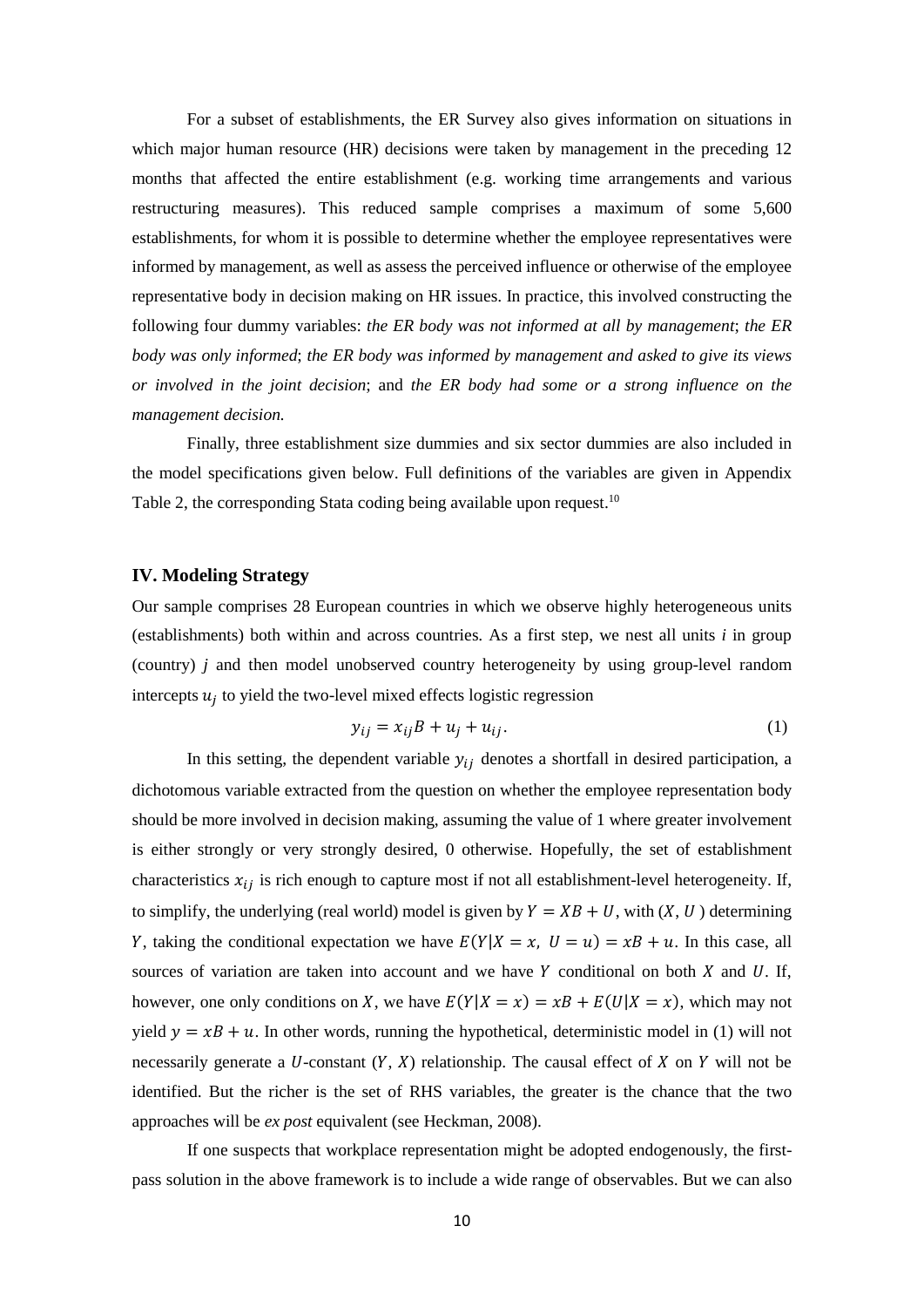For a subset of establishments, the ER Survey also gives information on situations in which major human resource (HR) decisions were taken by management in the preceding 12 months that affected the entire establishment (e.g. working time arrangements and various restructuring measures). This reduced sample comprises a maximum of some 5,600 establishments, for whom it is possible to determine whether the employee representatives were informed by management, as well as assess the perceived influence or otherwise of the employee representative body in decision making on HR issues. In practice, this involved constructing the following four dummy variables: *the ER body was not informed at all by management*; *the ER body was only informed*; *the ER body was informed by management and asked to give its views or involved in the joint decision*; and *the ER body had some or a strong influence on the management decision.*

Finally, three establishment size dummies and six sector dummies are also included in the model specifications given below. Full definitions of the variables are given in Appendix Table 2, the corresponding Stata coding being available upon request.[10]

## IV. Modeling Strategy

Our sample comprises 28 European countries in which we observe highly heterogeneous units (establishments) both within and across countries. As a first step, we nest all units *i* in group (country) *j* and then model unobserved country heterogeneity by using group-level random intercepts $u_j$ to yield the two-level mixed effects logistic regression

$$y_{ij} = x_{ij}B + u_j + u_{ij}. \tag{1}$$

In this setting, the dependent variable $y_{ij}$ denotes a shortfall in desired participation, a dichotomous variable extracted from the question on whether the employee representation body should be more involved in decision making, assuming the value of 1 where greater involvement is either strongly or very strongly desired, 0 otherwise. Hopefully, the set of establishment characteristics $x_{ij}$ is rich enough to capture most if not all establishment-level heterogeneity. If, to simplify, the underlying (real world) model is given by $Y = XB + U$, with $(X, U)$ determining $Y$, taking the conditional expectation we have $E(Y|X = x,\ U = u) = xB + u$. In this case, all sources of variation are taken into account and we have $Y$ conditional on both $X$ and $U$. If, however, one only conditions on $X$, we have $E(Y|X = x) = xB + E(U|X = x)$, which may not yield $y = xB + u$. In other words, running the hypothetical, deterministic model in (1) will not necessarily generate a $U$-constant $(Y, X)$ relationship. The causal effect of $X$ on $Y$ will not be identified. But the richer is the set of RHS variables, the greater is the chance that the two approaches will be *ex post* equivalent (see Heckman, 2008).

If one suspects that workplace representation might be adopted endogenously, the first-pass solution in the above framework is to include a wide range of observables. But we can also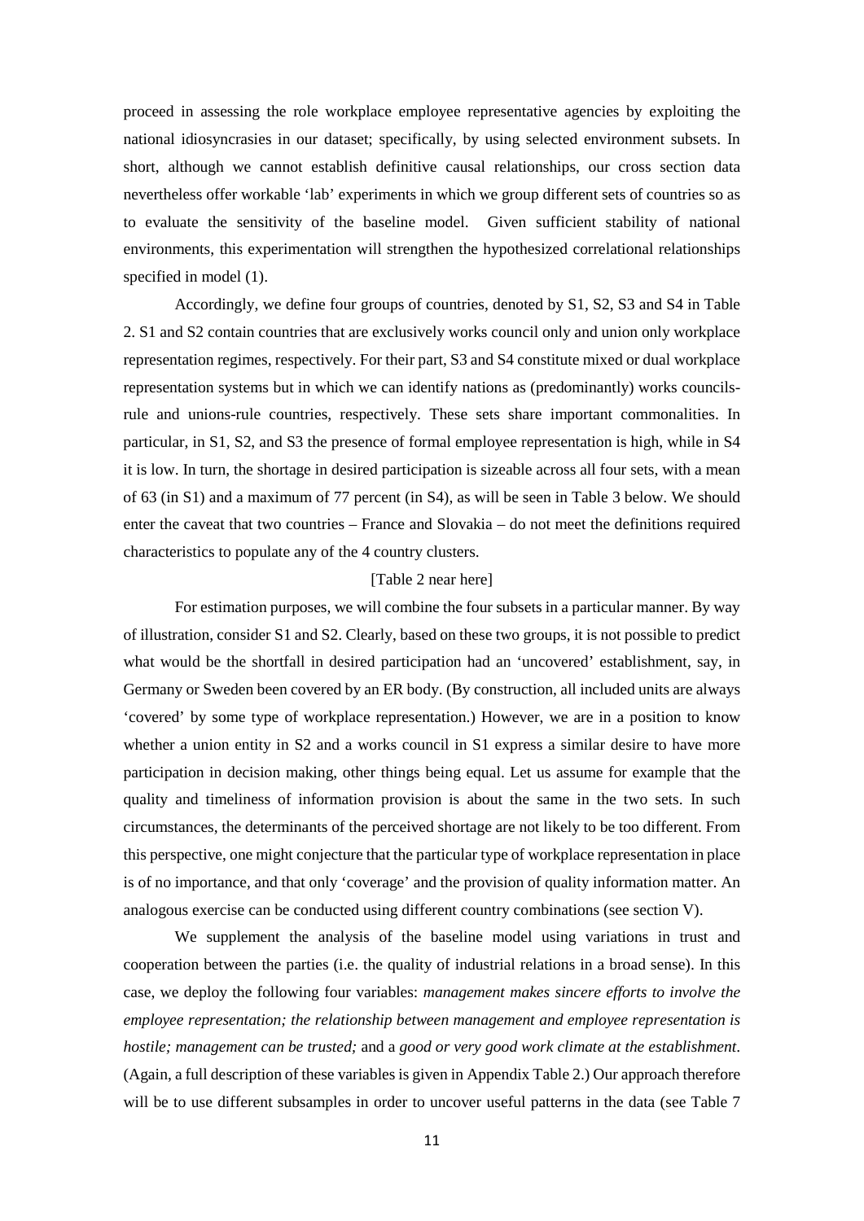proceed in assessing the role workplace employee representative agencies by exploiting the national idiosyncrasies in our dataset; specifically, by using selected environment subsets. In short, although we cannot establish definitive causal relationships, our cross section data nevertheless offer workable 'lab' experiments in which we group different sets of countries so as to evaluate the sensitivity of the baseline model. Given sufficient stability of national environments, this experimentation will strengthen the hypothesized correlational relationships specified in model (1).

Accordingly, we define four groups of countries, denoted by S1, S2, S3 and S4 in Table 2. S1 and S2 contain countries that are exclusively works council only and union only workplace representation regimes, respectively. For their part, S3 and S4 constitute mixed or dual workplace representation systems but in which we can identify nations as (predominantly) works councils-rule and unions-rule countries, respectively. These sets share important commonalities. In particular, in S1, S2, and S3 the presence of formal employee representation is high, while in S4 it is low. In turn, the shortage in desired participation is sizeable across all four sets, with a mean of 63 (in S1) and a maximum of 77 percent (in S4), as will be seen in Table 3 below. We should enter the caveat that two countries – France and Slovakia – do not meet the definitions required characteristics to populate any of the 4 country clusters.

[Table 2 near here]

For estimation purposes, we will combine the four subsets in a particular manner. By way of illustration, consider S1 and S2. Clearly, based on these two groups, it is not possible to predict what would be the shortfall in desired participation had an 'uncovered' establishment, say, in Germany or Sweden been covered by an ER body. (By construction, all included units are always 'covered' by some type of workplace representation.) However, we are in a position to know whether a union entity in S2 and a works council in S1 express a similar desire to have more participation in decision making, other things being equal. Let us assume for example that the quality and timeliness of information provision is about the same in the two sets. In such circumstances, the determinants of the perceived shortage are not likely to be too different. From this perspective, one might conjecture that the particular type of workplace representation in place is of no importance, and that only 'coverage' and the provision of quality information matter. An analogous exercise can be conducted using different country combinations (see section V).

We supplement the analysis of the baseline model using variations in trust and cooperation between the parties (i.e. the quality of industrial relations in a broad sense). In this case, we deploy the following four variables: *management makes sincere efforts to involve the employee representation; the relationship between management and employee representation is hostile; management can be trusted;* and a *good or very good work climate at the establishment*. (Again, a full description of these variables is given in Appendix Table 2.) Our approach therefore will be to use different subsamples in order to uncover useful patterns in the data (see Table 7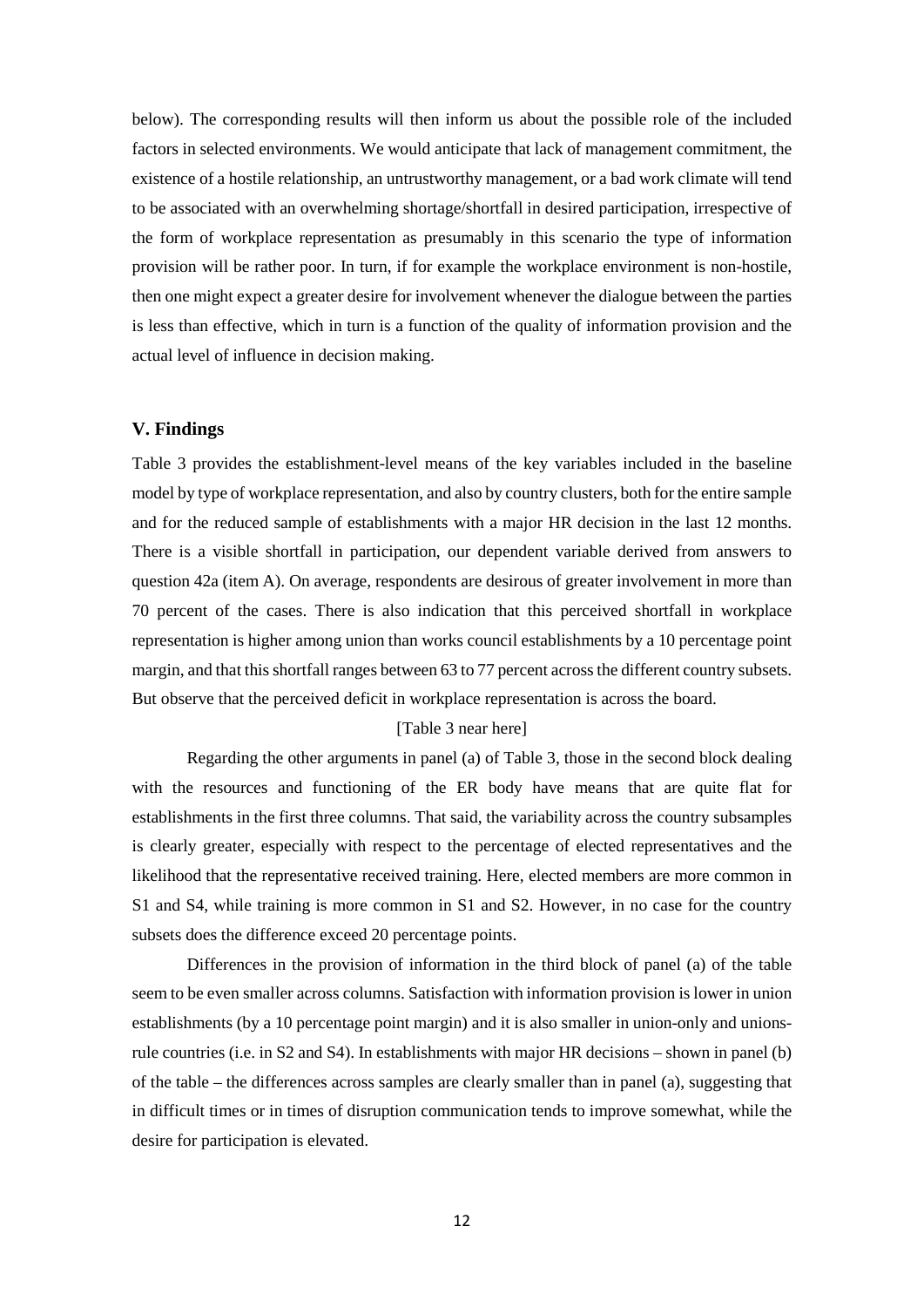below). The corresponding results will then inform us about the possible role of the included factors in selected environments. We would anticipate that lack of management commitment, the existence of a hostile relationship, an untrustworthy management, or a bad work climate will tend to be associated with an overwhelming shortage/shortfall in desired participation, irrespective of the form of workplace representation as presumably in this scenario the type of information provision will be rather poor. In turn, if for example the workplace environment is non-hostile, then one might expect a greater desire for involvement whenever the dialogue between the parties is less than effective, which in turn is a function of the quality of information provision and the actual level of influence in decision making.

## V. Findings

Table 3 provides the establishment-level means of the key variables included in the baseline model by type of workplace representation, and also by country clusters, both for the entire sample and for the reduced sample of establishments with a major HR decision in the last 12 months. There is a visible shortfall in participation, our dependent variable derived from answers to question 42a (item A). On average, respondents are desirous of greater involvement in more than 70 percent of the cases. There is also indication that this perceived shortfall in workplace representation is higher among union than works council establishments by a 10 percentage point margin, and that this shortfall ranges between 63 to 77 percent across the different country subsets. But observe that the perceived deficit in workplace representation is across the board.

[Table 3 near here]

Regarding the other arguments in panel (a) of Table 3, those in the second block dealing with the resources and functioning of the ER body have means that are quite flat for establishments in the first three columns. That said, the variability across the country subsamples is clearly greater, especially with respect to the percentage of elected representatives and the likelihood that the representative received training. Here, elected members are more common in S1 and S4, while training is more common in S1 and S2. However, in no case for the country subsets does the difference exceed 20 percentage points.

Differences in the provision of information in the third block of panel (a) of the table seem to be even smaller across columns. Satisfaction with information provision is lower in union establishments (by a 10 percentage point margin) and it is also smaller in union-only and unions-rule countries (i.e. in S2 and S4). In establishments with major HR decisions – shown in panel (b) of the table – the differences across samples are clearly smaller than in panel (a), suggesting that in difficult times or in times of disruption communication tends to improve somewhat, while the desire for participation is elevated.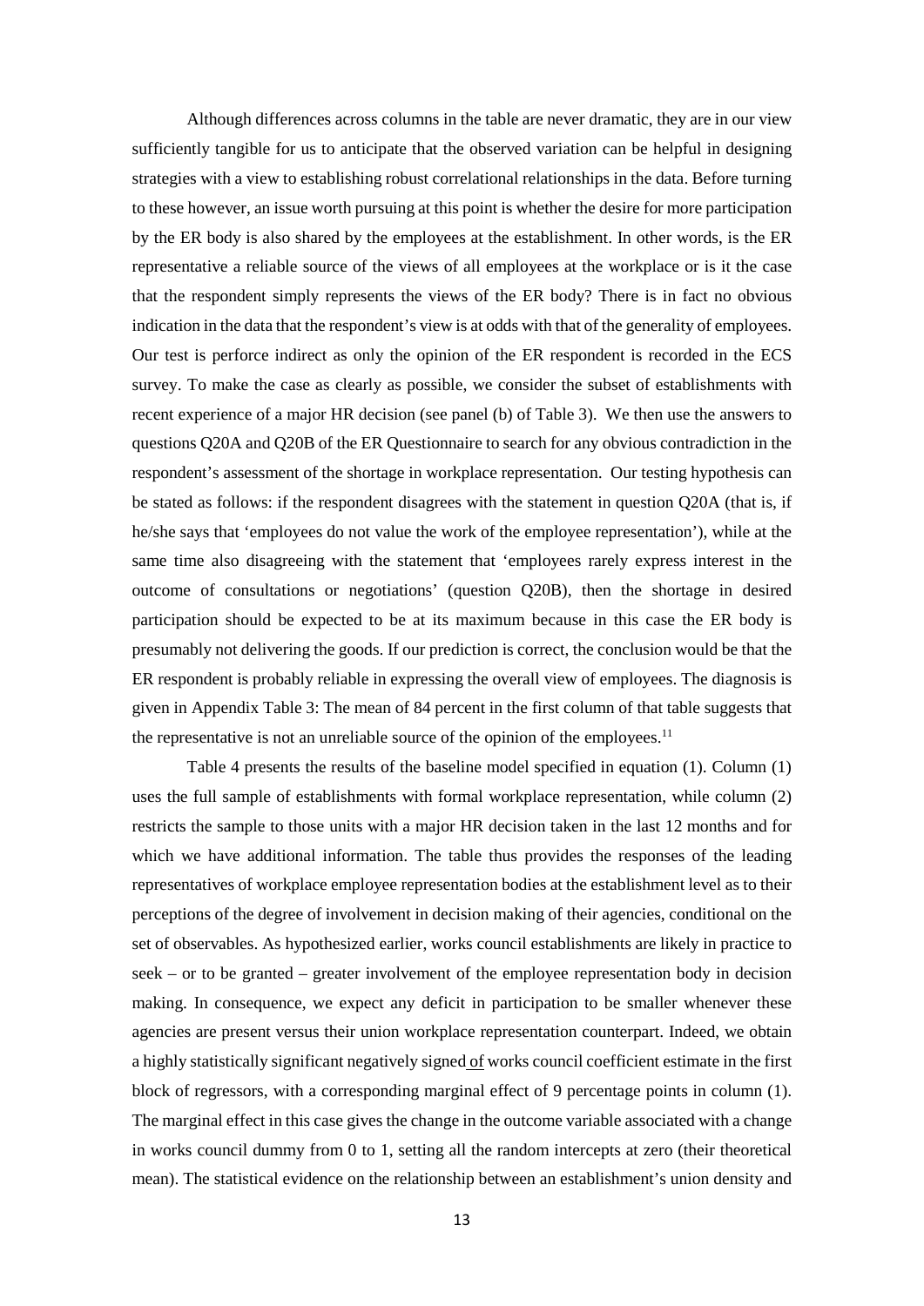Although differences across columns in the table are never dramatic, they are in our view sufficiently tangible for us to anticipate that the observed variation can be helpful in designing strategies with a view to establishing robust correlational relationships in the data. Before turning to these however, an issue worth pursuing at this point is whether the desire for more participation by the ER body is also shared by the employees at the establishment. In other words, is the ER representative a reliable source of the views of all employees at the workplace or is it the case that the respondent simply represents the views of the ER body? There is in fact no obvious indication in the data that the respondent's view is at odds with that of the generality of employees. Our test is perforce indirect as only the opinion of the ER respondent is recorded in the ECS survey. To make the case as clearly as possible, we consider the subset of establishments with recent experience of a major HR decision (see panel (b) of Table 3). We then use the answers to questions Q20A and Q20B of the ER Questionnaire to search for any obvious contradiction in the respondent's assessment of the shortage in workplace representation. Our testing hypothesis can be stated as follows: if the respondent disagrees with the statement in question Q20A (that is, if he/she says that 'employees do not value the work of the employee representation'), while at the same time also disagreeing with the statement that 'employees rarely express interest in the outcome of consultations or negotiations' (question Q20B), then the shortage in desired participation should be expected to be at its maximum because in this case the ER body is presumably not delivering the goods. If our prediction is correct, the conclusion would be that the ER respondent is probably reliable in expressing the overall view of employees. The diagnosis is given in Appendix Table 3: The mean of 84 percent in the first column of that table suggests that the representative is not an unreliable source of the opinion of the employees.[11]

Table 4 presents the results of the baseline model specified in equation (1). Column (1) uses the full sample of establishments with formal workplace representation, while column (2) restricts the sample to those units with a major HR decision taken in the last 12 months and for which we have additional information. The table thus provides the responses of the leading representatives of workplace employee representation bodies at the establishment level as to their perceptions of the degree of involvement in decision making of their agencies, conditional on the set of observables. As hypothesized earlier, works council establishments are likely in practice to seek – or to be granted – greater involvement of the employee representation body in decision making. In consequence, we expect any deficit in participation to be smaller whenever these agencies are present versus their union workplace representation counterpart. Indeed, we obtain a highly statistically significant negatively signed of works council coefficient estimate in the first block of regressors, with a corresponding marginal effect of 9 percentage points in column (1). The marginal effect in this case gives the change in the outcome variable associated with a change in works council dummy from 0 to 1, setting all the random intercepts at zero (their theoretical mean). The statistical evidence on the relationship between an establishment's union density and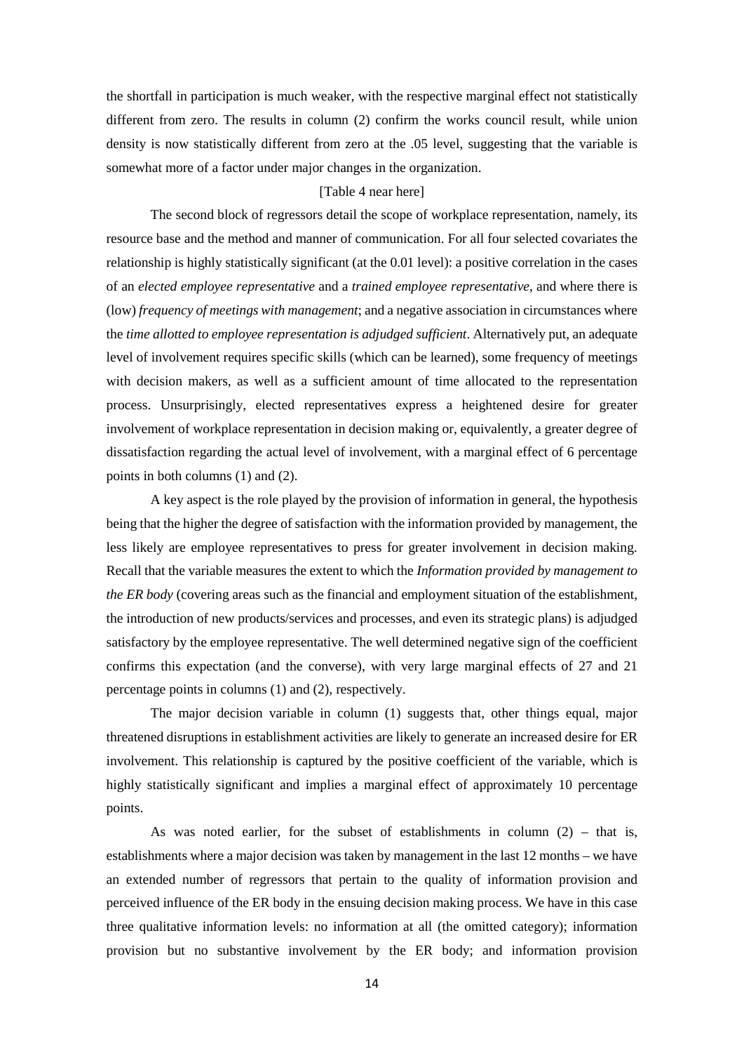the shortfall in participation is much weaker, with the respective marginal effect not statistically different from zero. The results in column (2) confirm the works council result, while union density is now statistically different from zero at the .05 level, suggesting that the variable is somewhat more of a factor under major changes in the organization.

[Table 4 near here]

The second block of regressors detail the scope of workplace representation, namely, its resource base and the method and manner of communication. For all four selected covariates the relationship is highly statistically significant (at the 0.01 level): a positive correlation in the cases of an *elected employee representative* and a *trained employee representative*, and where there is (low) *frequency of meetings with management*; and a negative association in circumstances where the *time allotted to employee representation is adjudged sufficient*. Alternatively put, an adequate level of involvement requires specific skills (which can be learned), some frequency of meetings with decision makers, as well as a sufficient amount of time allocated to the representation process. Unsurprisingly, elected representatives express a heightened desire for greater involvement of workplace representation in decision making or, equivalently, a greater degree of dissatisfaction regarding the actual level of involvement, with a marginal effect of 6 percentage points in both columns (1) and (2).

A key aspect is the role played by the provision of information in general, the hypothesis being that the higher the degree of satisfaction with the information provided by management, the less likely are employee representatives to press for greater involvement in decision making. Recall that the variable measures the extent to which the *Information provided by management to the ER body* (covering areas such as the financial and employment situation of the establishment, the introduction of new products/services and processes, and even its strategic plans) is adjudged satisfactory by the employee representative. The well determined negative sign of the coefficient confirms this expectation (and the converse), with very large marginal effects of 27 and 21 percentage points in columns (1) and (2), respectively.

The major decision variable in column (1) suggests that, other things equal, major threatened disruptions in establishment activities are likely to generate an increased desire for ER involvement. This relationship is captured by the positive coefficient of the variable, which is highly statistically significant and implies a marginal effect of approximately 10 percentage points.

As was noted earlier, for the subset of establishments in column (2) – that is, establishments where a major decision was taken by management in the last 12 months – we have an extended number of regressors that pertain to the quality of information provision and perceived influence of the ER body in the ensuing decision making process. We have in this case three qualitative information levels: no information at all (the omitted category); information provision but no substantive involvement by the ER body; and information provision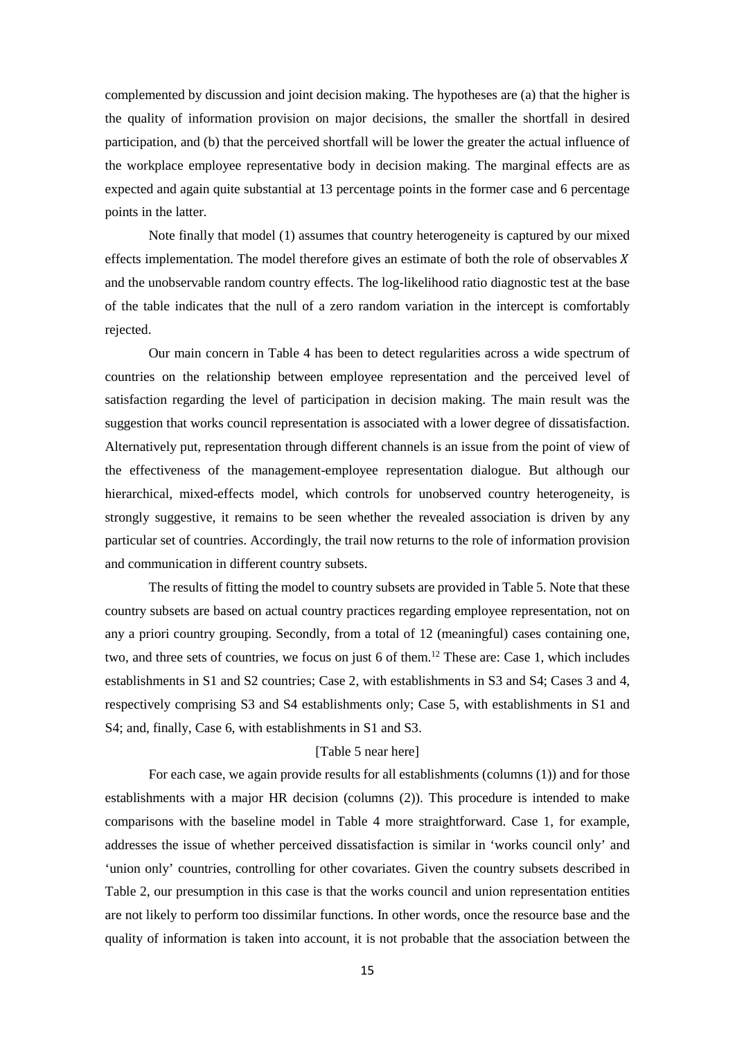complemented by discussion and joint decision making. The hypotheses are (a) that the higher is the quality of information provision on major decisions, the smaller the shortfall in desired participation, and (b) that the perceived shortfall will be lower the greater the actual influence of the workplace employee representative body in decision making. The marginal effects are as expected and again quite substantial at 13 percentage points in the former case and 6 percentage points in the latter.

Note finally that model (1) assumes that country heterogeneity is captured by our mixed effects implementation. The model therefore gives an estimate of both the role of observables $X$ and the unobservable random country effects. The log-likelihood ratio diagnostic test at the base of the table indicates that the null of a zero random variation in the intercept is comfortably rejected.

Our main concern in Table 4 has been to detect regularities across a wide spectrum of countries on the relationship between employee representation and the perceived level of satisfaction regarding the level of participation in decision making. The main result was the suggestion that works council representation is associated with a lower degree of dissatisfaction. Alternatively put, representation through different channels is an issue from the point of view of the effectiveness of the management-employee representation dialogue. But although our hierarchical, mixed-effects model, which controls for unobserved country heterogeneity, is strongly suggestive, it remains to be seen whether the revealed association is driven by any particular set of countries. Accordingly, the trail now returns to the role of information provision and communication in different country subsets.

The results of fitting the model to country subsets are provided in Table 5. Note that these country subsets are based on actual country practices regarding employee representation, not on any a priori country grouping. Secondly, from a total of 12 (meaningful) cases containing one, two, and three sets of countries, we focus on just 6 of them.[12] These are: Case 1, which includes establishments in S1 and S2 countries; Case 2, with establishments in S3 and S4; Cases 3 and 4, respectively comprising S3 and S4 establishments only; Case 5, with establishments in S1 and S4; and, finally, Case 6, with establishments in S1 and S3.

[Table 5 near here]

For each case, we again provide results for all establishments (columns (1)) and for those establishments with a major HR decision (columns (2)). This procedure is intended to make comparisons with the baseline model in Table 4 more straightforward. Case 1, for example, addresses the issue of whether perceived dissatisfaction is similar in 'works council only' and 'union only' countries, controlling for other covariates. Given the country subsets described in Table 2, our presumption in this case is that the works council and union representation entities are not likely to perform too dissimilar functions. In other words, once the resource base and the quality of information is taken into account, it is not probable that the association between the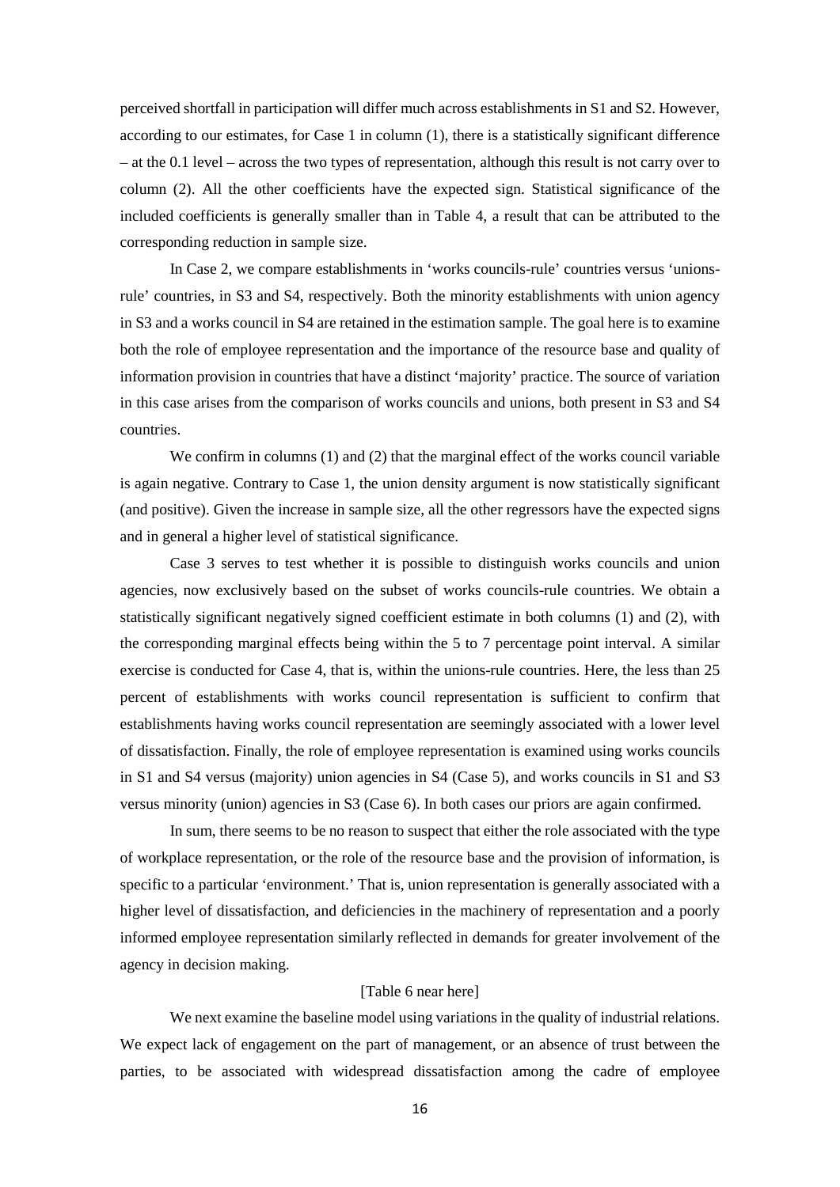perceived shortfall in participation will differ much across establishments in S1 and S2. However, according to our estimates, for Case 1 in column (1), there is a statistically significant difference – at the 0.1 level – across the two types of representation, although this result is not carry over to column (2). All the other coefficients have the expected sign. Statistical significance of the included coefficients is generally smaller than in Table 4, a result that can be attributed to the corresponding reduction in sample size.

In Case 2, we compare establishments in 'works councils-rule' countries versus 'unions-rule' countries, in S3 and S4, respectively. Both the minority establishments with union agency in S3 and a works council in S4 are retained in the estimation sample. The goal here is to examine both the role of employee representation and the importance of the resource base and quality of information provision in countries that have a distinct 'majority' practice. The source of variation in this case arises from the comparison of works councils and unions, both present in S3 and S4 countries.

We confirm in columns (1) and (2) that the marginal effect of the works council variable is again negative. Contrary to Case 1, the union density argument is now statistically significant (and positive). Given the increase in sample size, all the other regressors have the expected signs and in general a higher level of statistical significance.

Case 3 serves to test whether it is possible to distinguish works councils and union agencies, now exclusively based on the subset of works councils-rule countries. We obtain a statistically significant negatively signed coefficient estimate in both columns (1) and (2), with the corresponding marginal effects being within the 5 to 7 percentage point interval. A similar exercise is conducted for Case 4, that is, within the unions-rule countries. Here, the less than 25 percent of establishments with works council representation is sufficient to confirm that establishments having works council representation are seemingly associated with a lower level of dissatisfaction. Finally, the role of employee representation is examined using works councils in S1 and S4 versus (majority) union agencies in S4 (Case 5), and works councils in S1 and S3 versus minority (union) agencies in S3 (Case 6). In both cases our priors are again confirmed.

In sum, there seems to be no reason to suspect that either the role associated with the type of workplace representation, or the role of the resource base and the provision of information, is specific to a particular 'environment.' That is, union representation is generally associated with a higher level of dissatisfaction, and deficiencies in the machinery of representation and a poorly informed employee representation similarly reflected in demands for greater involvement of the agency in decision making.

[Table 6 near here]

We next examine the baseline model using variations in the quality of industrial relations. We expect lack of engagement on the part of management, or an absence of trust between the parties, to be associated with widespread dissatisfaction among the cadre of employee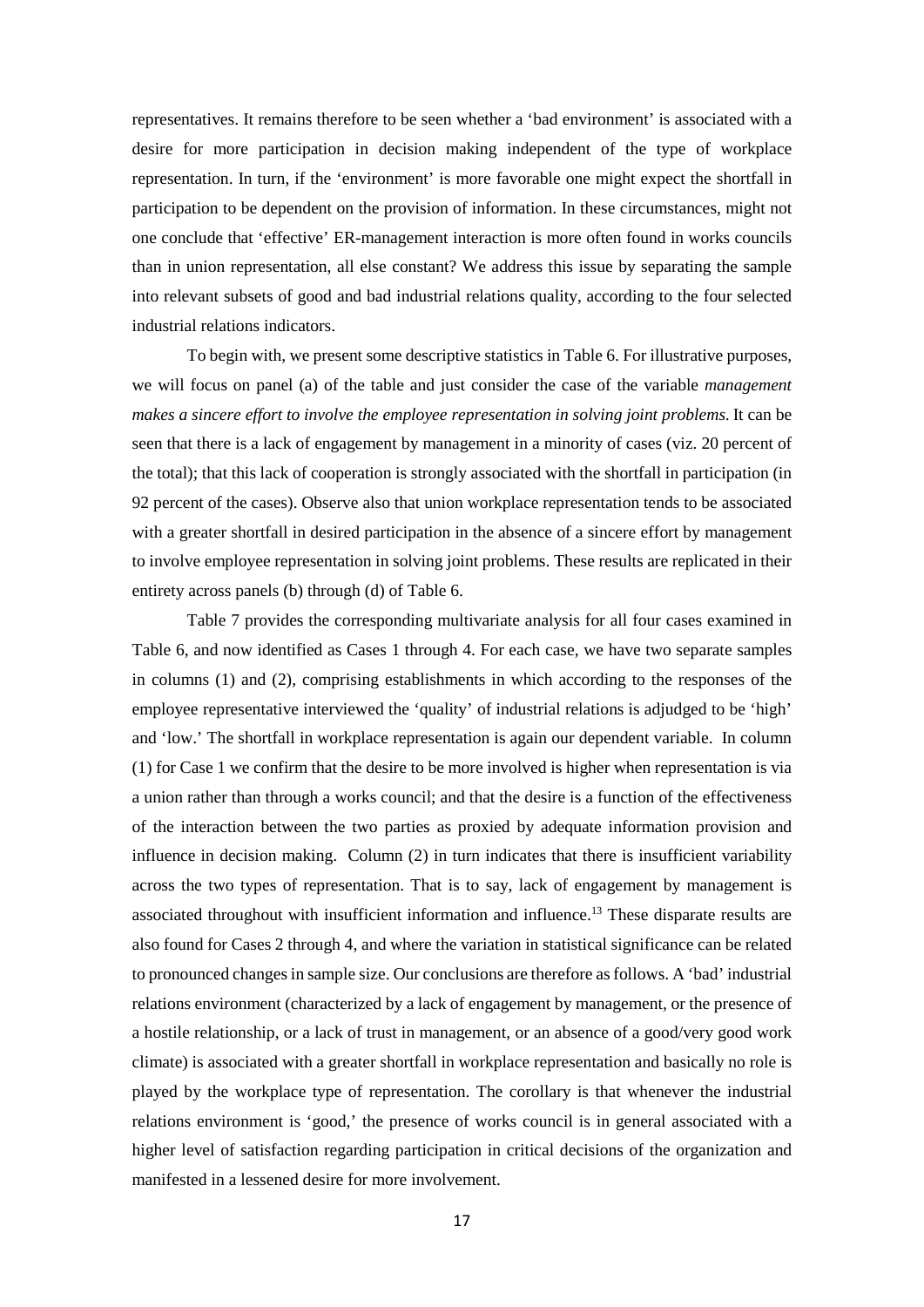representatives. It remains therefore to be seen whether a 'bad environment' is associated with a desire for more participation in decision making independent of the type of workplace representation. In turn, if the 'environment' is more favorable one might expect the shortfall in participation to be dependent on the provision of information. In these circumstances, might not one conclude that 'effective' ER-management interaction is more often found in works councils than in union representation, all else constant? We address this issue by separating the sample into relevant subsets of good and bad industrial relations quality, according to the four selected industrial relations indicators.

To begin with, we present some descriptive statistics in Table 6. For illustrative purposes, we will focus on panel (a) of the table and just consider the case of the variable *management makes a sincere effort to involve the employee representation in solving joint problems*. It can be seen that there is a lack of engagement by management in a minority of cases (viz. 20 percent of the total); that this lack of cooperation is strongly associated with the shortfall in participation (in 92 percent of the cases). Observe also that union workplace representation tends to be associated with a greater shortfall in desired participation in the absence of a sincere effort by management to involve employee representation in solving joint problems. These results are replicated in their entirety across panels (b) through (d) of Table 6.

Table 7 provides the corresponding multivariate analysis for all four cases examined in Table 6, and now identified as Cases 1 through 4. For each case, we have two separate samples in columns (1) and (2), comprising establishments in which according to the responses of the employee representative interviewed the 'quality' of industrial relations is adjudged to be 'high' and 'low.' The shortfall in workplace representation is again our dependent variable. In column (1) for Case 1 we confirm that the desire to be more involved is higher when representation is via a union rather than through a works council; and that the desire is a function of the effectiveness of the interaction between the two parties as proxied by adequate information provision and influence in decision making. Column (2) in turn indicates that there is insufficient variability across the two types of representation. That is to say, lack of engagement by management is associated throughout with insufficient information and influence.[13] These disparate results are also found for Cases 2 through 4, and where the variation in statistical significance can be related to pronounced changes in sample size. Our conclusions are therefore as follows. A 'bad' industrial relations environment (characterized by a lack of engagement by management, or the presence of a hostile relationship, or a lack of trust in management, or an absence of a good/very good work climate) is associated with a greater shortfall in workplace representation and basically no role is played by the workplace type of representation. The corollary is that whenever the industrial relations environment is 'good,' the presence of works council is in general associated with a higher level of satisfaction regarding participation in critical decisions of the organization and manifested in a lessened desire for more involvement.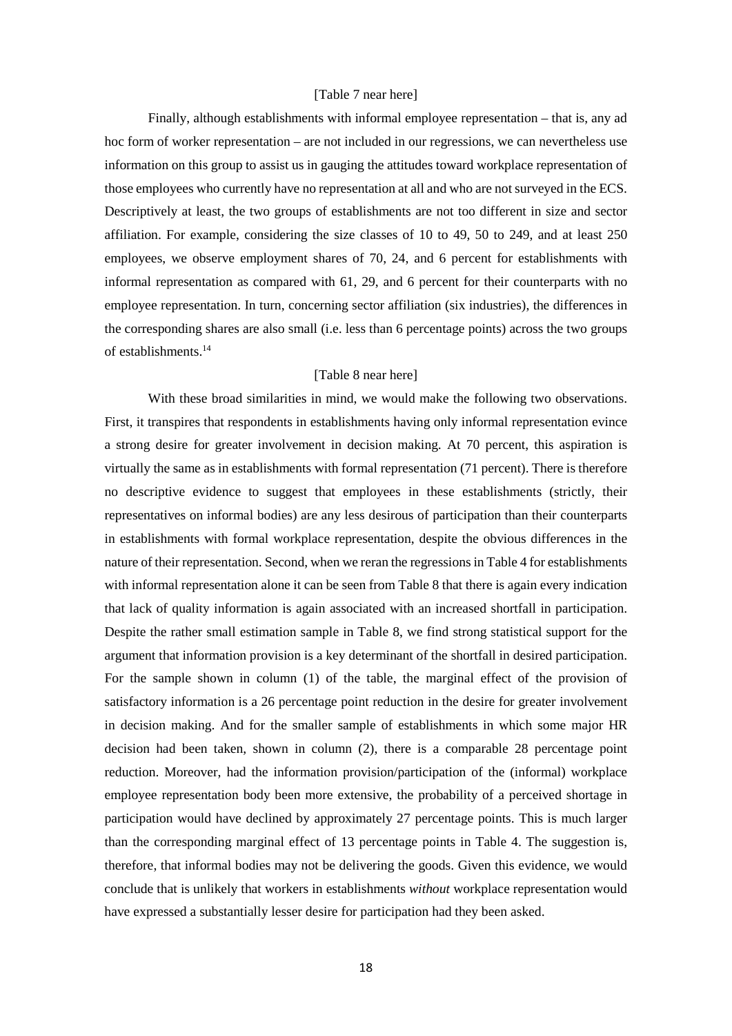[Table 7 near here]

Finally, although establishments with informal employee representation – that is, any ad hoc form of worker representation – are not included in our regressions, we can nevertheless use information on this group to assist us in gauging the attitudes toward workplace representation of those employees who currently have no representation at all and who are not surveyed in the ECS. Descriptively at least, the two groups of establishments are not too different in size and sector affiliation. For example, considering the size classes of 10 to 49, 50 to 249, and at least 250 employees, we observe employment shares of 70, 24, and 6 percent for establishments with informal representation as compared with 61, 29, and 6 percent for their counterparts with no employee representation. In turn, concerning sector affiliation (six industries), the differences in the corresponding shares are also small (i.e. less than 6 percentage points) across the two groups of establishments.[14]

[Table 8 near here]

With these broad similarities in mind, we would make the following two observations. First, it transpires that respondents in establishments having only informal representation evince a strong desire for greater involvement in decision making. At 70 percent, this aspiration is virtually the same as in establishments with formal representation (71 percent). There is therefore no descriptive evidence to suggest that employees in these establishments (strictly, their representatives on informal bodies) are any less desirous of participation than their counterparts in establishments with formal workplace representation, despite the obvious differences in the nature of their representation. Second, when we reran the regressions in Table 4 for establishments with informal representation alone it can be seen from Table 8 that there is again every indication that lack of quality information is again associated with an increased shortfall in participation. Despite the rather small estimation sample in Table 8, we find strong statistical support for the argument that information provision is a key determinant of the shortfall in desired participation. For the sample shown in column (1) of the table, the marginal effect of the provision of satisfactory information is a 26 percentage point reduction in the desire for greater involvement in decision making. And for the smaller sample of establishments in which some major HR decision had been taken, shown in column (2), there is a comparable 28 percentage point reduction. Moreover, had the information provision/participation of the (informal) workplace employee representation body been more extensive, the probability of a perceived shortage in participation would have declined by approximately 27 percentage points. This is much larger than the corresponding marginal effect of 13 percentage points in Table 4. The suggestion is, therefore, that informal bodies may not be delivering the goods. Given this evidence, we would conclude that is unlikely that workers in establishments *without* workplace representation would have expressed a substantially lesser desire for participation had they been asked.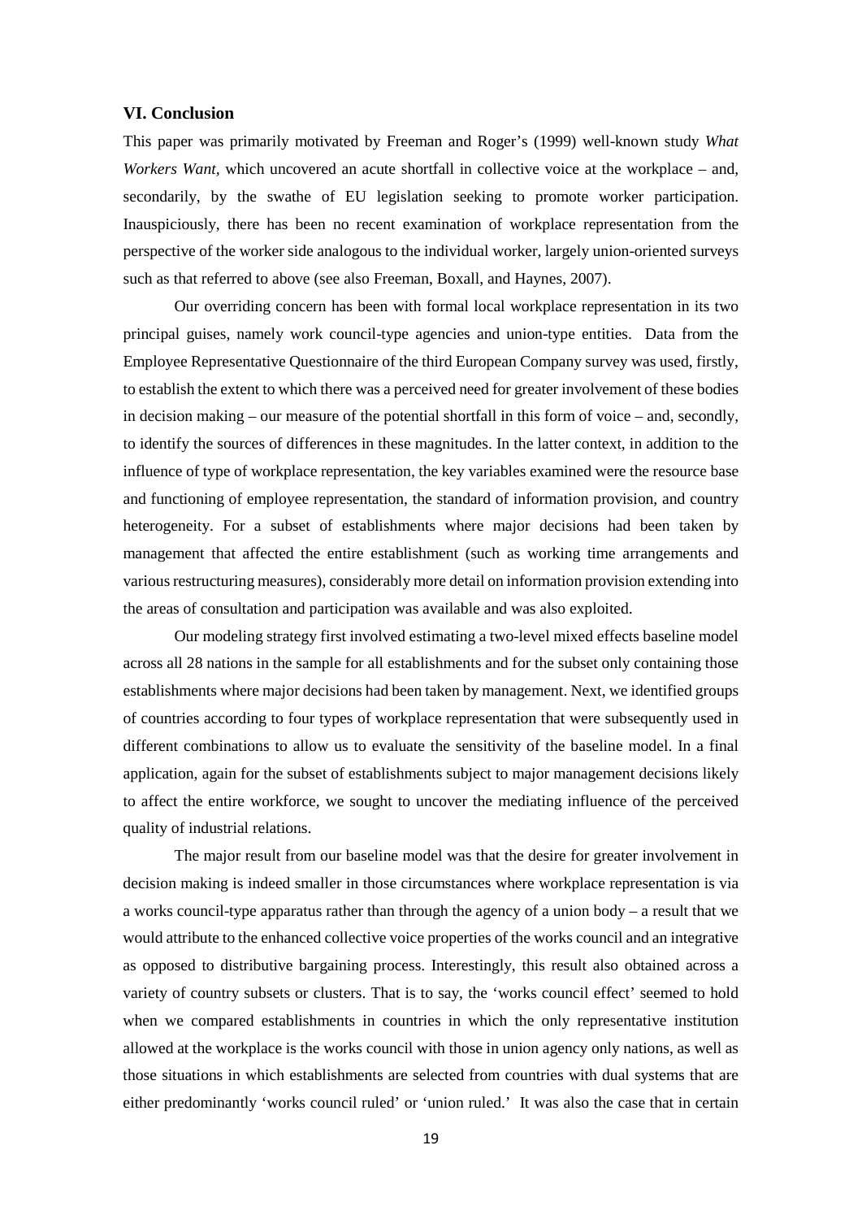### VI. Conclusion

This paper was primarily motivated by Freeman and Roger's (1999) well-known study *What Workers Want*, which uncovered an acute shortfall in collective voice at the workplace – and, secondarily, by the swathe of EU legislation seeking to promote worker participation. Inauspiciously, there has been no recent examination of workplace representation from the perspective of the worker side analogous to the individual worker, largely union-oriented surveys such as that referred to above (see also Freeman, Boxall, and Haynes, 2007).

Our overriding concern has been with formal local workplace representation in its two principal guises, namely work council-type agencies and union-type entities. Data from the Employee Representative Questionnaire of the third European Company survey was used, firstly, to establish the extent to which there was a perceived need for greater involvement of these bodies in decision making – our measure of the potential shortfall in this form of voice – and, secondly, to identify the sources of differences in these magnitudes. In the latter context, in addition to the influence of type of workplace representation, the key variables examined were the resource base and functioning of employee representation, the standard of information provision, and country heterogeneity. For a subset of establishments where major decisions had been taken by management that affected the entire establishment (such as working time arrangements and various restructuring measures), considerably more detail on information provision extending into the areas of consultation and participation was available and was also exploited.

Our modeling strategy first involved estimating a two-level mixed effects baseline model across all 28 nations in the sample for all establishments and for the subset only containing those establishments where major decisions had been taken by management. Next, we identified groups of countries according to four types of workplace representation that were subsequently used in different combinations to allow us to evaluate the sensitivity of the baseline model. In a final application, again for the subset of establishments subject to major management decisions likely to affect the entire workforce, we sought to uncover the mediating influence of the perceived quality of industrial relations.

The major result from our baseline model was that the desire for greater involvement in decision making is indeed smaller in those circumstances where workplace representation is via a works council-type apparatus rather than through the agency of a union body – a result that we would attribute to the enhanced collective voice properties of the works council and an integrative as opposed to distributive bargaining process. Interestingly, this result also obtained across a variety of country subsets or clusters. That is to say, the 'works council effect' seemed to hold when we compared establishments in countries in which the only representative institution allowed at the workplace is the works council with those in union agency only nations, as well as those situations in which establishments are selected from countries with dual systems that are either predominantly 'works council ruled' or 'union ruled.' It was also the case that in certain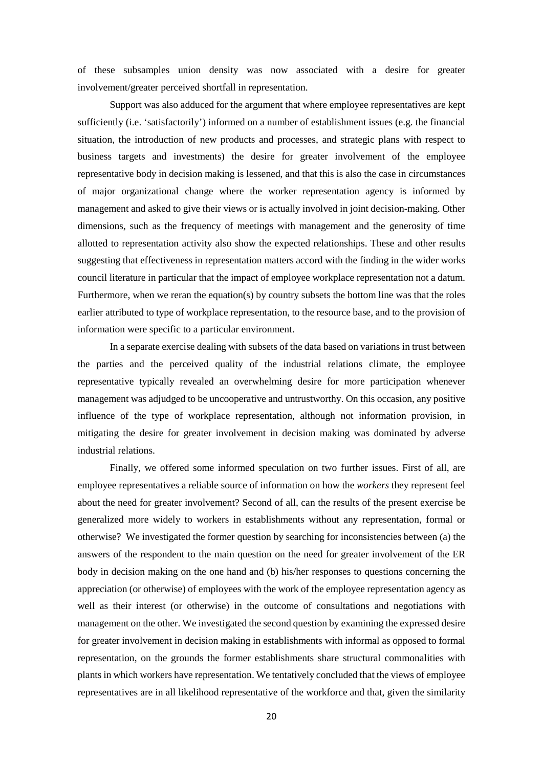of these subsamples union density was now associated with a desire for greater involvement/greater perceived shortfall in representation.

Support was also adduced for the argument that where employee representatives are kept sufficiently (i.e. 'satisfactorily') informed on a number of establishment issues (e.g. the financial situation, the introduction of new products and processes, and strategic plans with respect to business targets and investments) the desire for greater involvement of the employee representative body in decision making is lessened, and that this is also the case in circumstances of major organizational change where the worker representation agency is informed by management and asked to give their views or is actually involved in joint decision-making. Other dimensions, such as the frequency of meetings with management and the generosity of time allotted to representation activity also show the expected relationships. These and other results suggesting that effectiveness in representation matters accord with the finding in the wider works council literature in particular that the impact of employee workplace representation not a datum. Furthermore, when we reran the equation(s) by country subsets the bottom line was that the roles earlier attributed to type of workplace representation, to the resource base, and to the provision of information were specific to a particular environment.

In a separate exercise dealing with subsets of the data based on variations in trust between the parties and the perceived quality of the industrial relations climate, the employee representative typically revealed an overwhelming desire for more participation whenever management was adjudged to be uncooperative and untrustworthy. On this occasion, any positive influence of the type of workplace representation, although not information provision, in mitigating the desire for greater involvement in decision making was dominated by adverse industrial relations.

Finally, we offered some informed speculation on two further issues. First of all, are employee representatives a reliable source of information on how the *workers* they represent feel about the need for greater involvement? Second of all, can the results of the present exercise be generalized more widely to workers in establishments without any representation, formal or otherwise? We investigated the former question by searching for inconsistencies between (a) the answers of the respondent to the main question on the need for greater involvement of the ER body in decision making on the one hand and (b) his/her responses to questions concerning the appreciation (or otherwise) of employees with the work of the employee representation agency as well as their interest (or otherwise) in the outcome of consultations and negotiations with management on the other. We investigated the second question by examining the expressed desire for greater involvement in decision making in establishments with informal as opposed to formal representation, on the grounds the former establishments share structural commonalities with plants in which workers have representation. We tentatively concluded that the views of employee representatives are in all likelihood representative of the workforce and that, given the similarity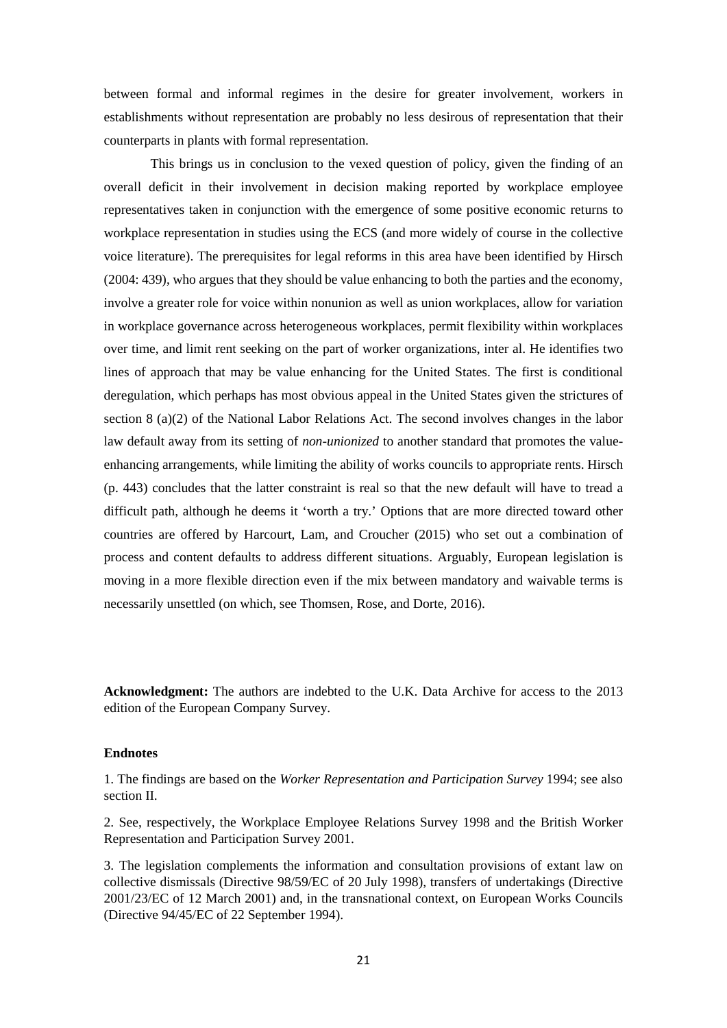between formal and informal regimes in the desire for greater involvement, workers in establishments without representation are probably no less desirous of representation that their counterparts in plants with formal representation.

This brings us in conclusion to the vexed question of policy, given the finding of an overall deficit in their involvement in decision making reported by workplace employee representatives taken in conjunction with the emergence of some positive economic returns to workplace representation in studies using the ECS (and more widely of course in the collective voice literature). The prerequisites for legal reforms in this area have been identified by Hirsch (2004: 439), who argues that they should be value enhancing to both the parties and the economy, involve a greater role for voice within nonunion as well as union workplaces, allow for variation in workplace governance across heterogeneous workplaces, permit flexibility within workplaces over time, and limit rent seeking on the part of worker organizations, inter al. He identifies two lines of approach that may be value enhancing for the United States. The first is conditional deregulation, which perhaps has most obvious appeal in the United States given the strictures of section 8 (a)(2) of the National Labor Relations Act. The second involves changes in the labor law default away from its setting of *non-unionized* to another standard that promotes the value-enhancing arrangements, while limiting the ability of works councils to appropriate rents. Hirsch (p. 443) concludes that the latter constraint is real so that the new default will have to tread a difficult path, although he deems it 'worth a try.' Options that are more directed toward other countries are offered by Harcourt, Lam, and Croucher (2015) who set out a combination of process and content defaults to address different situations. Arguably, European legislation is moving in a more flexible direction even if the mix between mandatory and waivable terms is necessarily unsettled (on which, see Thomsen, Rose, and Dorte, 2016).

**Acknowledgment:** The authors are indebted to the U.K. Data Archive for access to the 2013 edition of the European Company Survey.

#### Endnotes

1. The findings are based on the *Worker Representation and Participation Survey* 1994; see also section II.

2. See, respectively, the Workplace Employee Relations Survey 1998 and the British Worker Representation and Participation Survey 2001.

3. The legislation complements the information and consultation provisions of extant law on collective dismissals (Directive 98/59/EC of 20 July 1998), transfers of undertakings (Directive 2001/23/EC of 12 March 2001) and, in the transnational context, on European Works Councils (Directive 94/45/EC of 22 September 1994).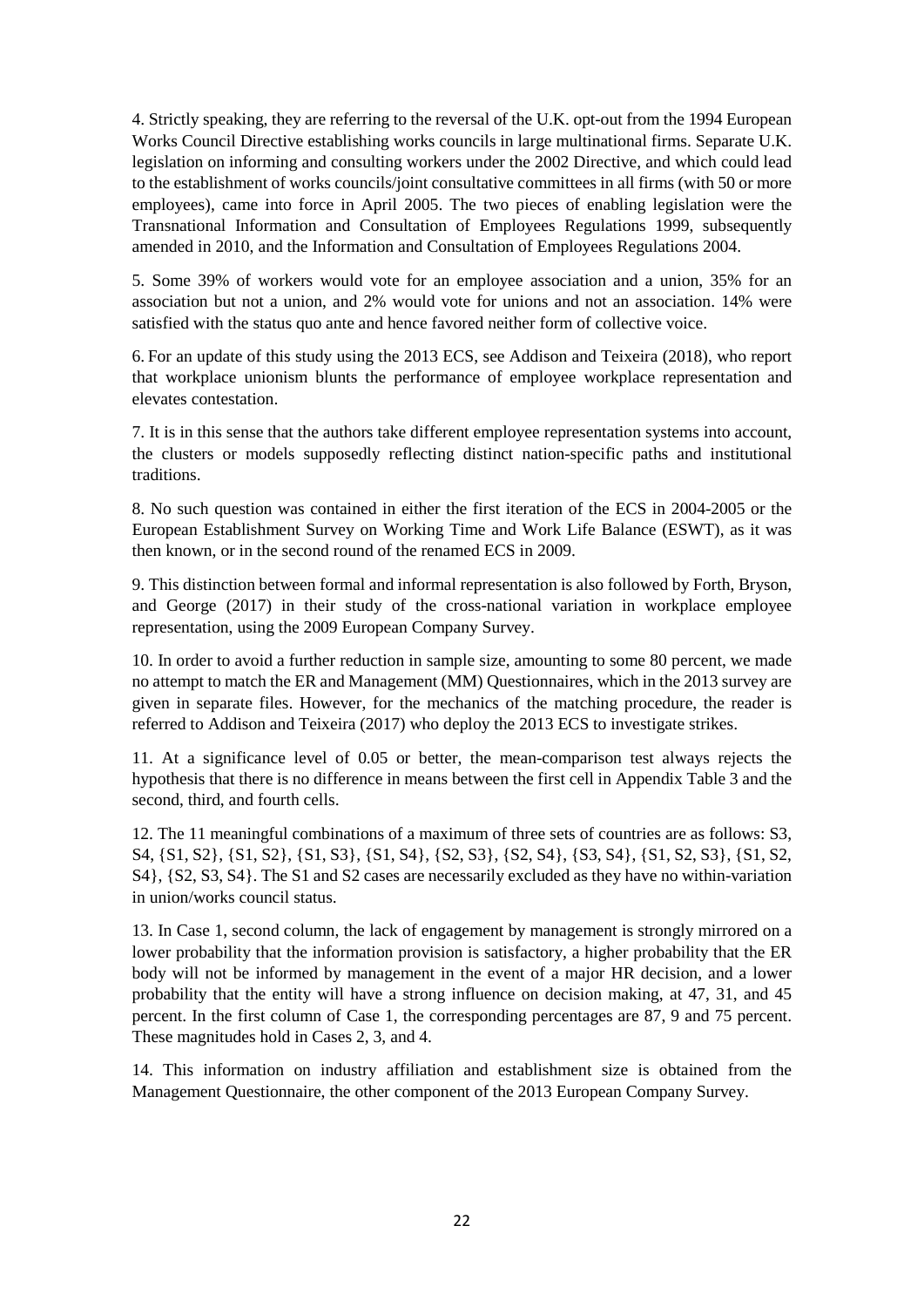4. Strictly speaking, they are referring to the reversal of the U.K. opt-out from the 1994 European Works Council Directive establishing works councils in large multinational firms. Separate U.K. legislation on informing and consulting workers under the 2002 Directive, and which could lead to the establishment of works councils/joint consultative committees in all firms (with 50 or more employees), came into force in April 2005. The two pieces of enabling legislation were the Transnational Information and Consultation of Employees Regulations 1999, subsequently amended in 2010, and the Information and Consultation of Employees Regulations 2004.

5. Some 39% of workers would vote for an employee association and a union, 35% for an association but not a union, and 2% would vote for unions and not an association. 14% were satisfied with the status quo ante and hence favored neither form of collective voice.

6. For an update of this study using the 2013 ECS, see Addison and Teixeira (2018), who report that workplace unionism blunts the performance of employee workplace representation and elevates contestation.

7. It is in this sense that the authors take different employee representation systems into account, the clusters or models supposedly reflecting distinct nation-specific paths and institutional traditions.

8. No such question was contained in either the first iteration of the ECS in 2004-2005 or the European Establishment Survey on Working Time and Work Life Balance (ESWT), as it was then known, or in the second round of the renamed ECS in 2009.

9. This distinction between formal and informal representation is also followed by Forth, Bryson, and George (2017) in their study of the cross-national variation in workplace employee representation, using the 2009 European Company Survey.

10. In order to avoid a further reduction in sample size, amounting to some 80 percent, we made no attempt to match the ER and Management (MM) Questionnaires, which in the 2013 survey are given in separate files. However, for the mechanics of the matching procedure, the reader is referred to Addison and Teixeira (2017) who deploy the 2013 ECS to investigate strikes.

11. At a significance level of 0.05 or better, the mean-comparison test always rejects the hypothesis that there is no difference in means between the first cell in Appendix Table 3 and the second, third, and fourth cells.

12. The 11 meaningful combinations of a maximum of three sets of countries are as follows: S3, S4, {S1, S2}, {S1, S2}, {S1, S3}, {S1, S4}, {S2, S3}, {S2, S4}, {S3, S4}, {S1, S2, S3}, {S1, S2, S4}, {S2, S3, S4}. The S1 and S2 cases are necessarily excluded as they have no within-variation in union/works council status.

13. In Case 1, second column, the lack of engagement by management is strongly mirrored on a lower probability that the information provision is satisfactory, a higher probability that the ER body will not be informed by management in the event of a major HR decision, and a lower probability that the entity will have a strong influence on decision making, at 47, 31, and 45 percent. In the first column of Case 1, the corresponding percentages are 87, 9 and 75 percent. These magnitudes hold in Cases 2, 3, and 4.

14. This information on industry affiliation and establishment size is obtained from the Management Questionnaire, the other component of the 2013 European Company Survey.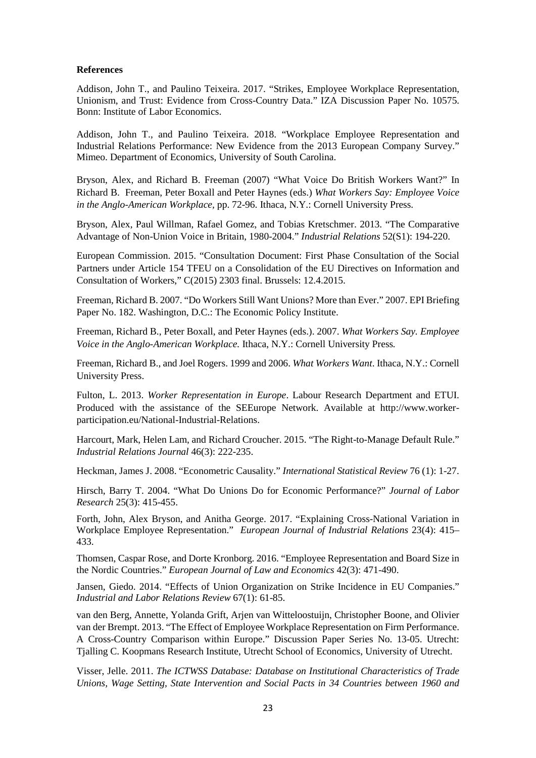**References**

Addison, John T., and Paulino Teixeira. 2017. "Strikes, Employee Workplace Representation, Unionism, and Trust: Evidence from Cross-Country Data." IZA Discussion Paper No. 10575. Bonn: Institute of Labor Economics.

Addison, John T., and Paulino Teixeira. 2018. "Workplace Employee Representation and Industrial Relations Performance: New Evidence from the 2013 European Company Survey." Mimeo. Department of Economics, University of South Carolina.

Bryson, Alex, and Richard B. Freeman (2007) "What Voice Do British Workers Want?" In Richard B. Freeman, Peter Boxall and Peter Haynes (eds.) *What Workers Say: Employee Voice in the Anglo-American Workplace*, pp. 72-96. Ithaca, N.Y.: Cornell University Press.

Bryson, Alex, Paul Willman, Rafael Gomez, and Tobias Kretschmer. 2013. "The Comparative Advantage of Non-Union Voice in Britain, 1980-2004." *Industrial Relations* 52(S1): 194-220.

European Commission. 2015. "Consultation Document: First Phase Consultation of the Social Partners under Article 154 TFEU on a Consolidation of the EU Directives on Information and Consultation of Workers," C(2015) 2303 final. Brussels: 12.4.2015.

Freeman, Richard B. 2007. "Do Workers Still Want Unions? More than Ever." 2007. EPI Briefing Paper No. 182. Washington, D.C.: The Economic Policy Institute.

Freeman, Richard B., Peter Boxall, and Peter Haynes (eds.). 2007. *What Workers Say. Employee Voice in the Anglo-American Workplace.* Ithaca, N.Y.: Cornell University Press.

Freeman, Richard B., and Joel Rogers. 1999 and 2006. *What Workers Want*. Ithaca, N.Y.: Cornell University Press.

Fulton, L. 2013. *Worker Representation in Europe*. Labour Research Department and ETUI. Produced with the assistance of the SEEurope Network. Available at http://www.worker-participation.eu/National-Industrial-Relations.

Harcourt, Mark, Helen Lam, and Richard Croucher. 2015. "The Right-to-Manage Default Rule." *Industrial Relations Journal* 46(3): 222-235.

Heckman, James J. 2008. "Econometric Causality." *International Statistical Review* 76 (1): 1-27.

Hirsch, Barry T. 2004. "What Do Unions Do for Economic Performance?" *Journal of Labor Research* 25(3): 415-455.

Forth, John, Alex Bryson, and Anitha George. 2017. "Explaining Cross-National Variation in Workplace Employee Representation." *European Journal of Industrial Relations* 23(4): 415–433.

Thomsen, Caspar Rose, and Dorte Kronborg. 2016. "Employee Representation and Board Size in the Nordic Countries." *European Journal of Law and Economics* 42(3): 471-490.

Jansen, Giedo. 2014. "Effects of Union Organization on Strike Incidence in EU Companies." *Industrial and Labor Relations Review* 67(1): 61-85.

van den Berg, Annette, Yolanda Grift, Arjen van Witteloostuijn, Christopher Boone, and Olivier van der Brempt. 2013. "The Effect of Employee Workplace Representation on Firm Performance. A Cross-Country Comparison within Europe." Discussion Paper Series No. 13-05. Utrecht: Tjalling C. Koopmans Research Institute, Utrecht School of Economics, University of Utrecht.

Visser, Jelle. 2011. *The ICTWSS Database: Database on Institutional Characteristics of Trade Unions, Wage Setting, State Intervention and Social Pacts in 34 Countries between 1960 and*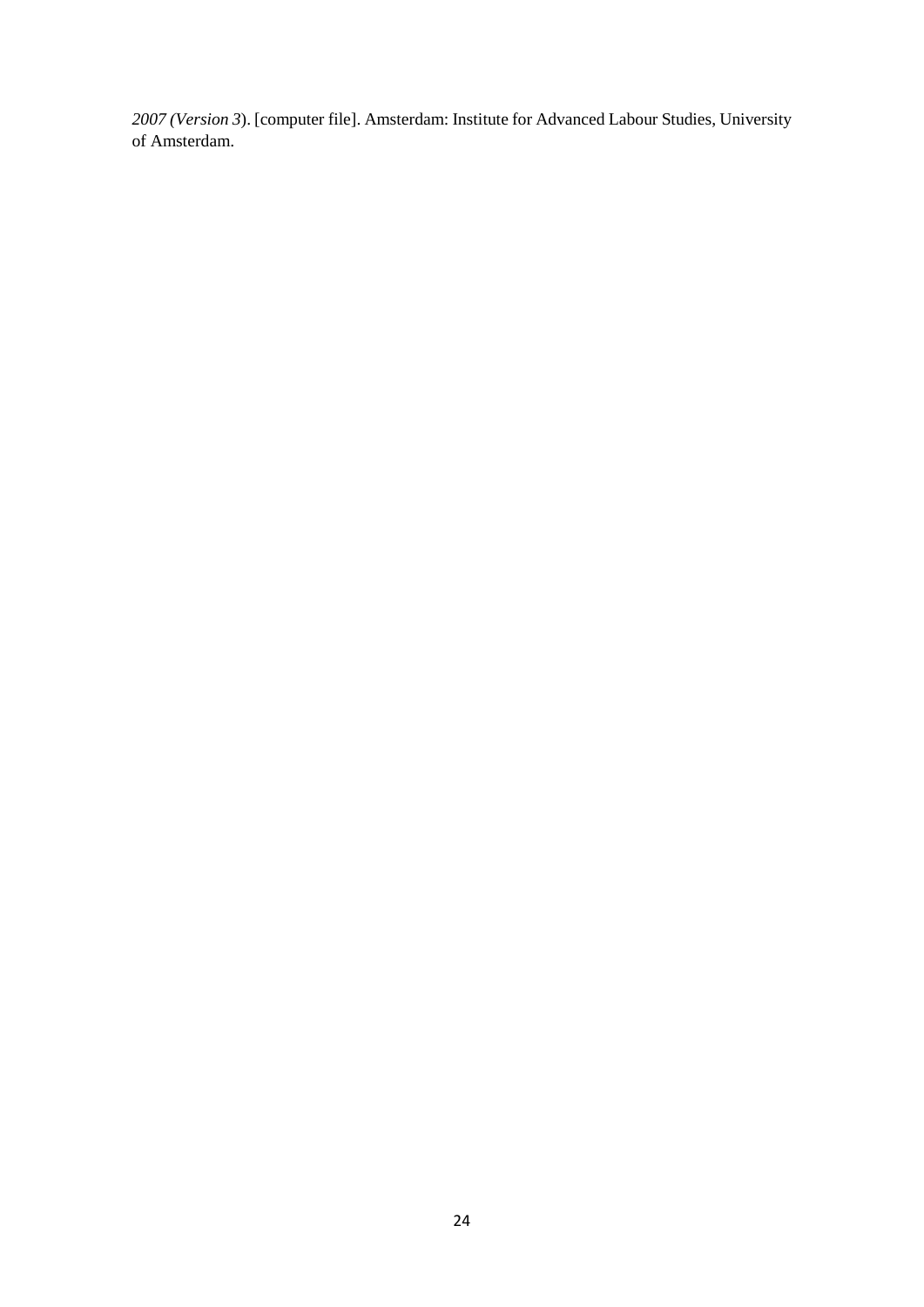*2007 (Version 3*). [computer file]. Amsterdam: Institute for Advanced Labour Studies, University of Amsterdam.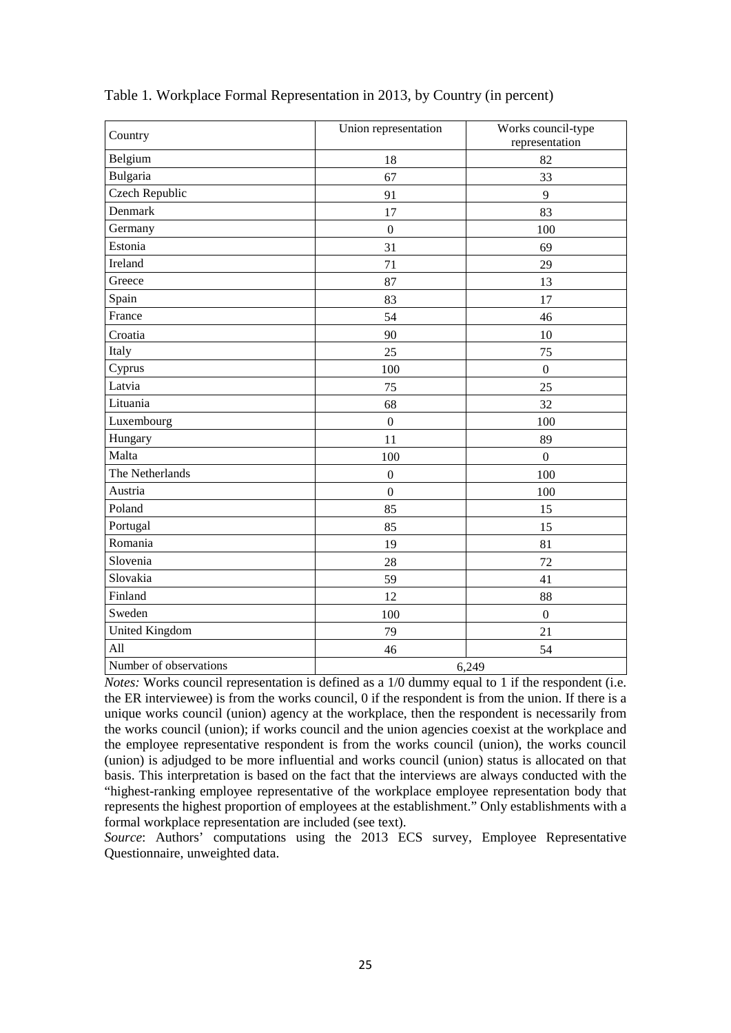Table 1. Workplace Formal Representation in 2013, by Country (in percent)

| Country | Union representation | Works council-type representation |
|---|---|---|
| Belgium | 18 | 82 |
| Bulgaria | 67 | 33 |
| Czech Republic | 91 | 9 |
| Denmark | 17 | 83 |
| Germany | 0 | 100 |
| Estonia | 31 | 69 |
| Ireland | 71 | 29 |
| Greece | 87 | 13 |
| Spain | 83 | 17 |
| France | 54 | 46 |
| Croatia | 90 | 10 |
| Italy | 25 | 75 |
| Cyprus | 100 | 0 |
| Latvia | 75 | 25 |
| Lituania | 68 | 32 |
| Luxembourg | 0 | 100 |
| Hungary | 11 | 89 |
| Malta | 100 | 0 |
| The Netherlands | 0 | 100 |
| Austria | 0 | 100 |
| Poland | 85 | 15 |
| Portugal | 85 | 15 |
| Romania | 19 | 81 |
| Slovenia | 28 | 72 |
| Slovakia | 59 | 41 |
| Finland | 12 | 88 |
| Sweden | 100 | 0 |
| United Kingdom | 79 | 21 |
| All | 46 | 54 |
| Number of observations | 6,249 | |

*Notes:* Works council representation is defined as a 1/0 dummy equal to 1 if the respondent (i.e. the ER interviewee) is from the works council, 0 if the respondent is from the union. If there is a unique works council (union) agency at the workplace, then the respondent is necessarily from the works council (union); if works council and the union agencies coexist at the workplace and the employee representative respondent is from the works council (union), the works council (union) is adjudged to be more influential and works council (union) status is allocated on that basis. This interpretation is based on the fact that the interviews are always conducted with the "highest-ranking employee representative of the workplace employee representation body that represents the highest proportion of employees at the establishment." Only establishments with a formal workplace representation are included (see text).

*Source*: Authors' computations using the 2013 ECS survey, Employee Representative Questionnaire, unweighted data.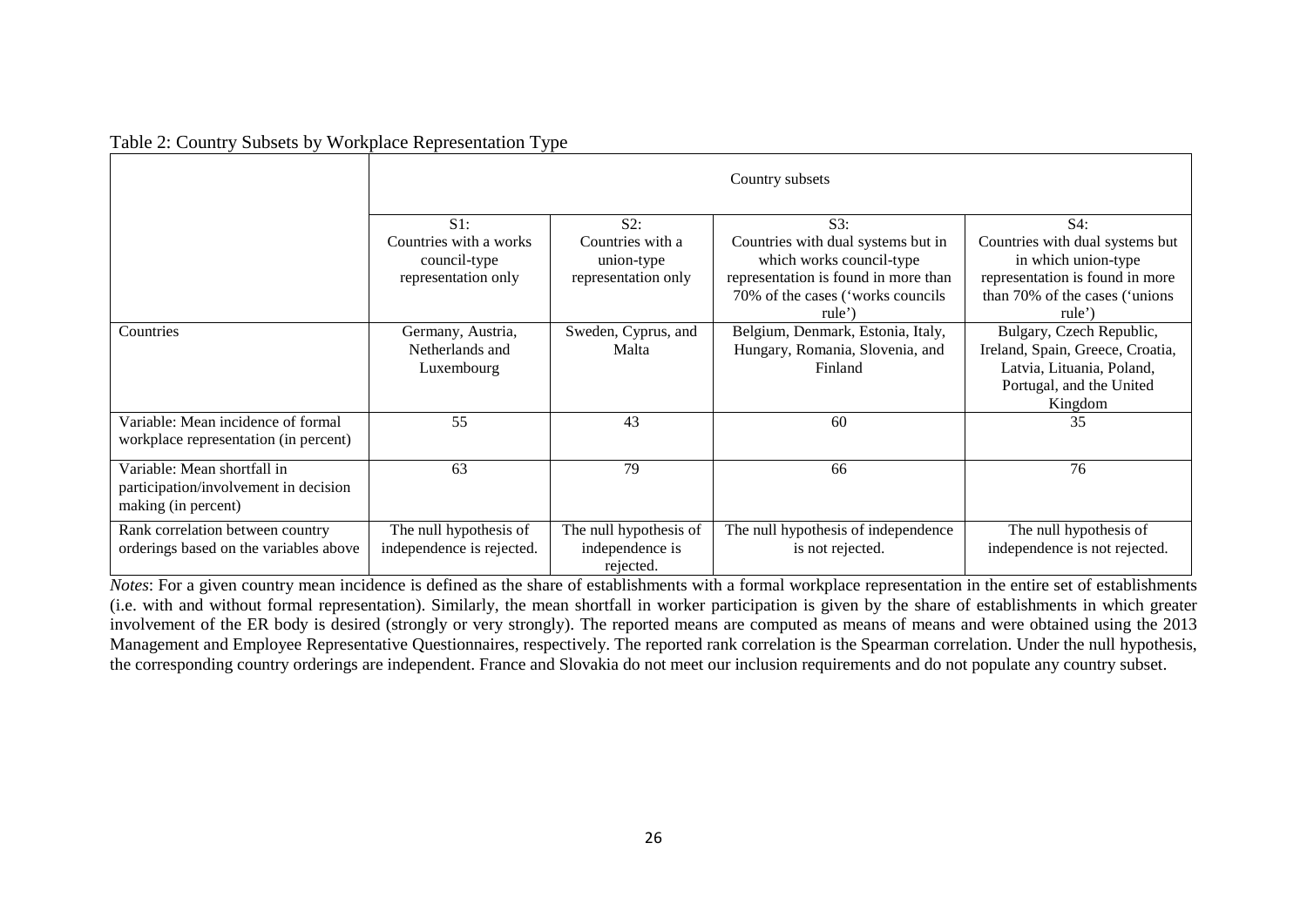Table 2: Country Subsets by Workplace Representation Type

| | Country subsets | | | |
|---|---|---|---|---|
| | S1: Countries with a works council-type representation only | S2: Countries with a union-type representation only | S3: Countries with dual systems but in which works council-type representation is found in more than 70% of the cases ('works councils rule') | S4: Countries with dual systems but in which union-type representation is found in more than 70% of the cases ('unions rule') |
| Countries | Germany, Austria, Netherlands and Luxembourg | Sweden, Cyprus, and Malta | Belgium, Denmark, Estonia, Italy, Hungary, Romania, Slovenia, and Finland | Bulgary, Czech Republic, Ireland, Spain, Greece, Croatia, Latvia, Lituania, Poland, Portugal, and the United Kingdom |
| Variable: Mean incidence of formal workplace representation (in percent) | 55 | 43 | 60 | 35 |
| Variable: Mean shortfall in participation/involvement in decision making (in percent) | 63 | 79 | 66 | 76 |
| Rank correlation between country orderings based on the variables above | The null hypothesis of independence is rejected. | The null hypothesis of independence is rejected. | The null hypothesis of independence is not rejected. | The null hypothesis of independence is not rejected. |

*Notes*: For a given country mean incidence is defined as the share of establishments with a formal workplace representation in the entire set of establishments (i.e. with and without formal representation). Similarly, the mean shortfall in worker participation is given by the share of establishments in which greater involvement of the ER body is desired (strongly or very strongly). The reported means are computed as means of means and were obtained using the 2013 Management and Employee Representative Questionnaires, respectively. The reported rank correlation is the Spearman correlation. Under the null hypothesis, the corresponding country orderings are independent. France and Slovakia do not meet our inclusion requirements and do not populate any country subset.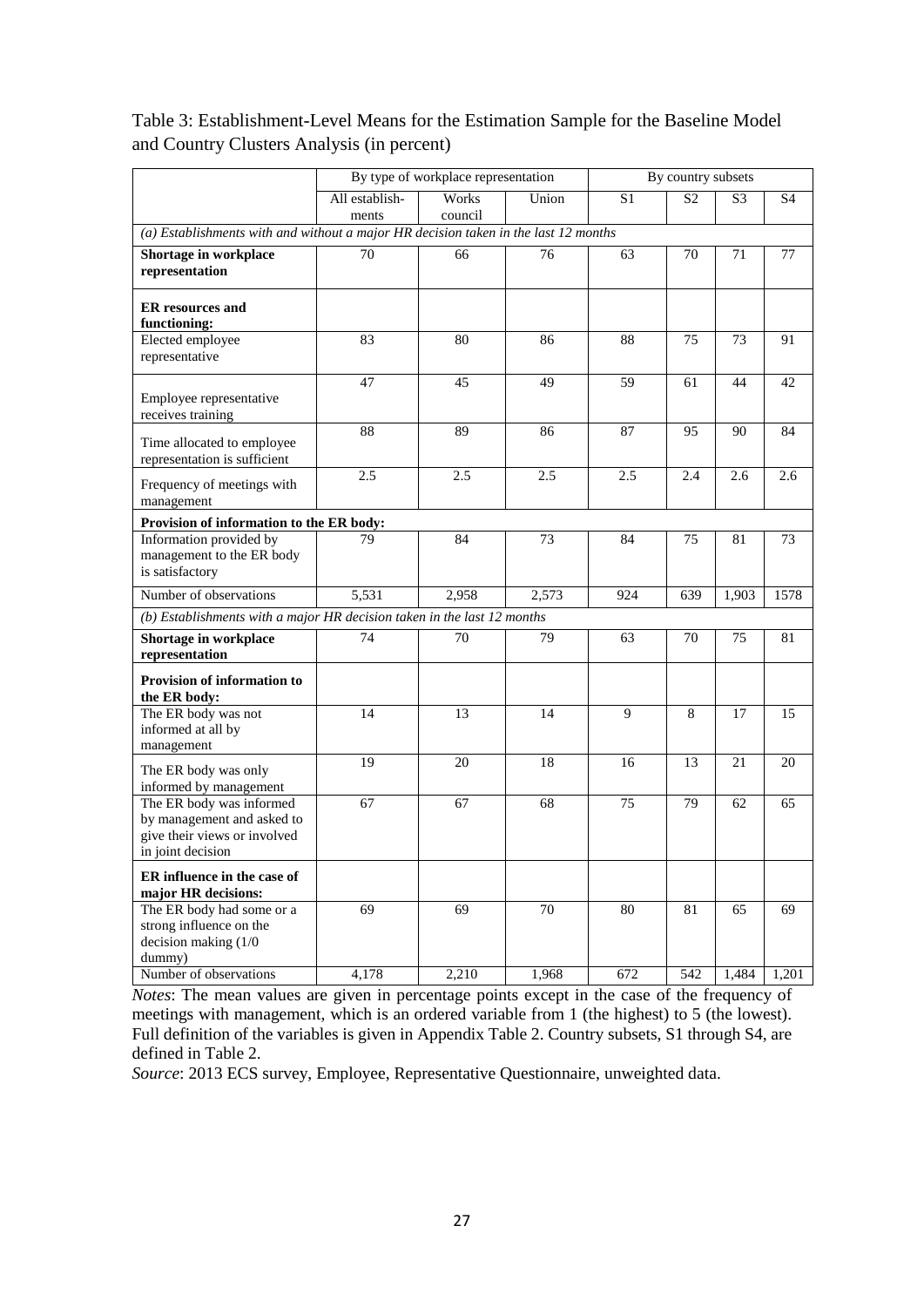Table 3: Establishment-Level Means for the Estimation Sample for the Baseline Model and Country Clusters Analysis (in percent)

| | By type of workplace representation | | | By country subsets | | | |
|---|---|---|---|---|---|---|---|
| | All establish-ments | Works council | Union | S1 | S2 | S3 | S4 |
| *(a) Establishments with and without a major HR decision taken in the last 12 months* | | | | | | | |
| **Shortage in workplace representation** | 70 | 66 | 76 | 63 | 70 | 71 | 77 |
| **ER resources and functioning:** | | | | | | | |
| Elected employee representative | 83 | 80 | 86 | 88 | 75 | 73 | 91 |
| Employee representative receives training | 47 | 45 | 49 | 59 | 61 | 44 | 42 |
| Time allocated to employee representation is sufficient | 88 | 89 | 86 | 87 | 95 | 90 | 84 |
| Frequency of meetings with management | 2.5 | 2.5 | 2.5 | 2.5 | 2.4 | 2.6 | 2.6 |
| **Provision of information to the ER body:** | | | | | | | |
| Information provided by management to the ER body is satisfactory | 79 | 84 | 73 | 84 | 75 | 81 | 73 |
| Number of observations | 5,531 | 2,958 | 2,573 | 924 | 639 | 1,903 | 1578 |
| *(b) Establishments with a major HR decision taken in the last 12 months* | | | | | | | |
| **Shortage in workplace representation** | 74 | 70 | 79 | 63 | 70 | 75 | 81 |
| **Provision of information to the ER body:** | | | | | | | |
| The ER body was not informed at all by management | 14 | 13 | 14 | 9 | 8 | 17 | 15 |
| The ER body was only informed by management | 19 | 20 | 18 | 16 | 13 | 21 | 20 |
| The ER body was informed by management and asked to give their views or involved in joint decision | 67 | 67 | 68 | 75 | 79 | 62 | 65 |
| **ER influence in the case of major HR decisions:** | | | | | | | |
| The ER body had some or a strong influence on the decision making (1/0 dummy) | 69 | 69 | 70 | 80 | 81 | 65 | 69 |
| Number of observations | 4,178 | 2,210 | 1,968 | 672 | 542 | 1,484 | 1,201 |

*Notes*: The mean values are given in percentage points except in the case of the frequency of meetings with management, which is an ordered variable from 1 (the highest) to 5 (the lowest). Full definition of the variables is given in Appendix Table 2. Country subsets, S1 through S4, are defined in Table 2.

*Source*: 2013 ECS survey, Employee, Representative Questionnaire, unweighted data.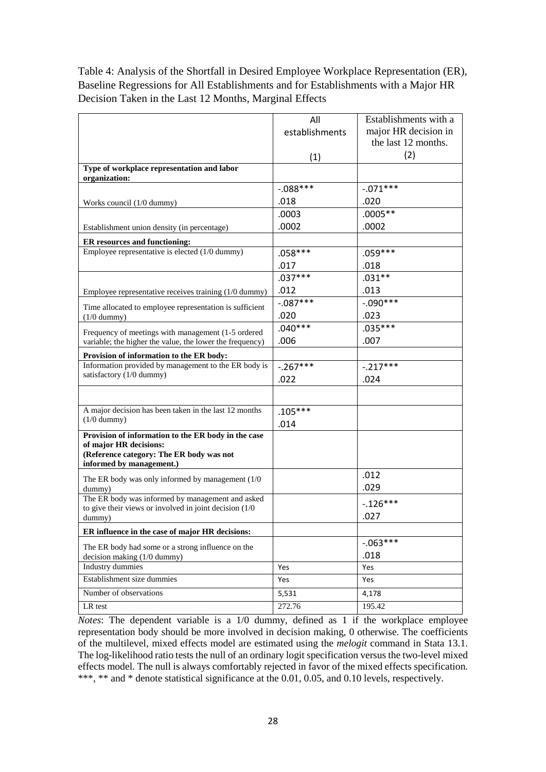Table 4: Analysis of the Shortfall in Desired Employee Workplace Representation (ER), Baseline Regressions for All Establishments and for Establishments with a Major HR Decision Taken in the Last 12 Months, Marginal Effects

| | All establishments (1) | Establishments with a major HR decision in the last 12 months. (2) |
|---|---|---|
| **Type of workplace representation and labor organization:** | | |
| Works council (1/0 dummy) | -.088*** | -.071*** |
| | .018 | .020 |
| Establishment union density (in percentage) | .0003 | .0005** |
| | .0002 | .0002 |
| **ER resources and functioning:** | | |
| Employee representative is elected (1/0 dummy) | .058*** | .059*** |
| | .017 | .018 |
| Employee representative receives training (1/0 dummy) | .037*** | .031** |
| | .012 | .013 |
| Time allocated to employee representation is sufficient (1/0 dummy) | -.087*** | -.090*** |
| | .020 | .023 |
| Frequency of meetings with management (1-5 ordered variable; the higher the value, the lower the frequency) | .040*** | .035*** |
| | .006 | .007 |
| **Provision of information to the ER body:** | | |
| Information provided by management to the ER body is satisfactory (1/0 dummy) | -.267*** | -.217*** |
| | .022 | .024 |
| | | |
| A major decision has been taken in the last 12 months (1/0 dummy) | .105*** | |
| | .014 | |
| **Provision of information to the ER body in the case of major HR decisions: (Reference category: The ER body was not informed by management.)** | | |
| The ER body was only informed by management (1/0 dummy) | | .012 |
| | | .029 |
| The ER body was informed by management and asked to give their views or involved in joint decision (1/0 dummy) | | -.126*** |
| | | .027 |
| **ER influence in the case of major HR decisions:** | | |
| The ER body had some or a strong influence on the decision making (1/0 dummy) | | -.063*** |
| | | .018 |
| Industry dummies | Yes | Yes |
| Establishment size dummies | Yes | Yes |
| Number of observations | 5,531 | 4,178 |
| LR test | 272.76 | 195.42 |

*Notes*: The dependent variable is a 1/0 dummy, defined as 1 if the workplace employee representation body should be more involved in decision making, 0 otherwise. The coefficients of the multilevel, mixed effects model are estimated using the *melogit* command in Stata 13.1. The log-likelihood ratio tests the null of an ordinary logit specification versus the two-level mixed effects model. The null is always comfortably rejected in favor of the mixed effects specification. ***, ** and * denote statistical significance at the 0.01, 0.05, and 0.10 levels, respectively.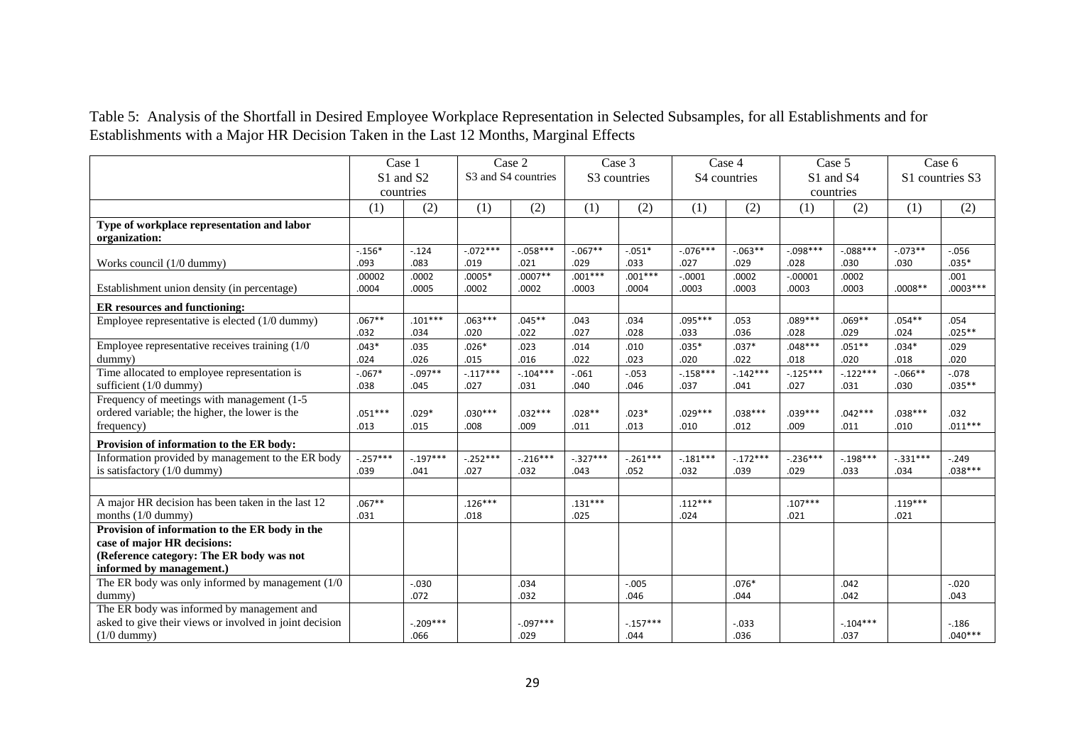Table 5: Analysis of the Shortfall in Desired Employee Workplace Representation in Selected Subsamples, for all Establishments and for Establishments with a Major HR Decision Taken in the Last 12 Months, Marginal Effects

| | Case 1 S1 and S2 countries | | Case 2 S3 and S4 countries | | Case 3 S3 countries | | Case 4 S4 countries | | Case 5 S1 and S4 countries | | Case 6 S1 countries S3 | |
|---|---|---|---|---|---|---|---|---|---|---|---|---|
| | (1) | (2) | (1) | (2) | (1) | (2) | (1) | (2) | (1) | (2) | (1) | (2) |
| **Type of workplace representation and labor organization:** | | | | | | | | | | | | |
| Works council (1/0 dummy) | -.156* .093 | -.124 .083 | -.072*** .019 | -.058*** .021 | -.067** .029 | -.051* .033 | -.076*** .027 | -.063** .029 | -.098*** .028 | -.088*** .030 | -.073** .030 | -.056 .035* |
| Establishment union density (in percentage) | .00002 .0004 | .0002 .0005 | .0005* .0002 | .0007** .0002 | .001*** .0003 | .001*** .0004 | -.0001 .0003 | .0002 .0003 | -.00001 .0003 | .0002 .0003 | .0008** | .001 .0003*** |
| **ER resources and functioning:** | | | | | | | | | | | | |
| Employee representative is elected (1/0 dummy) | .067** .032 | .101*** .034 | .063*** .020 | .045** .022 | .043 .027 | .034 .028 | .095*** .033 | .053 .036 | .089*** .028 | .069** .029 | .054** .024 | .054 .025** |
| Employee representative receives training (1/0 dummy) | .043* .024 | .035 .026 | .026* .015 | .023 .016 | .014 .022 | .010 .023 | .035* .020 | .037* .022 | .048*** .018 | .051** .020 | .034* .018 | .029 .020 |
| Time allocated to employee representation is sufficient (1/0 dummy) | -.067* .038 | -.097** .045 | -.117*** .027 | -.104*** .031 | -.061 .040 | -.053 .046 | -.158*** .037 | -.142*** .041 | -.125*** .027 | -.122*** .031 | -.066** .030 | -.078 .035** |
| Frequency of meetings with management (1-5 ordered variable; the higher, the lower is the frequency) | .051*** .013 | .029* .015 | .030*** .008 | .032*** .009 | .028** .011 | .023* .013 | .029*** .010 | .038*** .012 | .039*** .009 | .042*** .011 | .038*** .010 | .032 .011*** |
| **Provision of information to the ER body:** | | | | | | | | | | | | |
| Information provided by management to the ER body is satisfactory (1/0 dummy) | -.257*** .039 | -.197*** .041 | -.252*** .027 | -.216*** .032 | -.327*** .043 | -.261*** .052 | -.181*** .032 | -.172*** .039 | -.236*** .029 | -.198*** .033 | -.331*** .034 | -.249 .038*** |
| | | | | | | | | | | | | |
| A major HR decision has been taken in the last 12 months (1/0 dummy) | .067** .031 | | .126*** .018 | | .131*** .025 | | .112*** .024 | | .107*** .021 | | .119*** .021 | |
| **Provision of information to the ER body in the case of major HR decisions: (Reference category: The ER body was not informed by management.)** | | | | | | | | | | | | |
| The ER body was only informed by management (1/0 dummy) | | -.030 .072 | | .034 .032 | | -.005 .046 | | .076* .044 | | .042 .042 | | -.020 .043 |
| The ER body was informed by management and asked to give their views or involved in joint decision (1/0 dummy) | | -.209*** .066 | | -.097*** .029 | | -.157*** .044 | | -.033 .036 | | -.104*** .037 | | -.186 .040*** |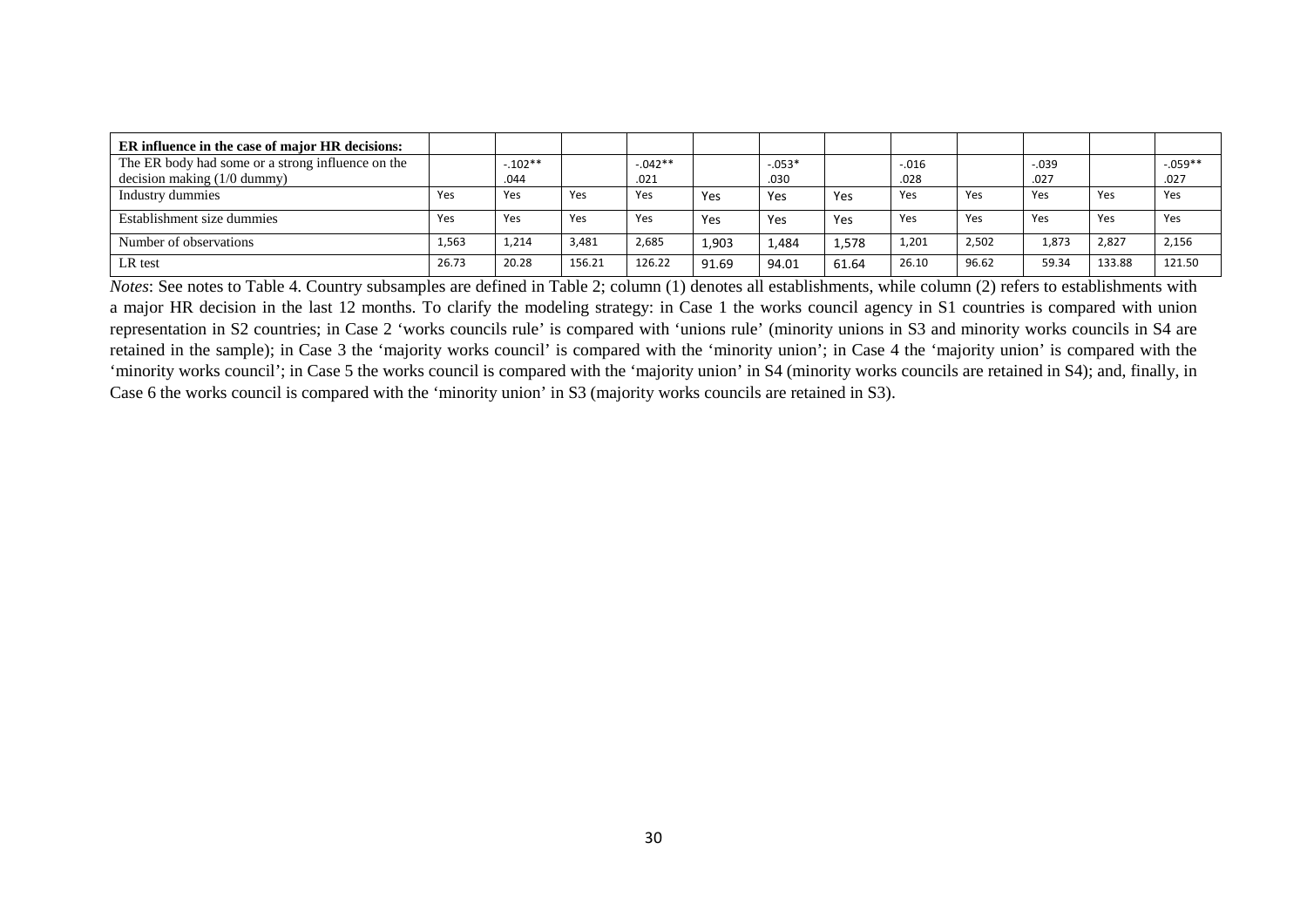| ER influence in the case of major HR decisions: | | | | | | | | | | | | |
|---|---|---|---|---|---|---|---|---|---|---|---|---|
| The ER body had some or a strong influence on the decision making (1/0 dummy) | | -.102**<br>.044 | | -.042**<br>.021 | | -.053*<br>.030 | | -.016<br>.028 | | -.039<br>.027 | | -.059**<br>.027 |
| Industry dummies | Yes | Yes | Yes | Yes | Yes | Yes | Yes | Yes | Yes | Yes | Yes | Yes |
| Establishment size dummies | Yes | Yes | Yes | Yes | Yes | Yes | Yes | Yes | Yes | Yes | Yes | Yes |
| Number of observations | 1,563 | 1,214 | 3,481 | 2,685 | 1,903 | 1,484 | 1,578 | 1,201 | 2,502 | 1,873 | 2,827 | 2,156 |
| LR test | 26.73 | 20.28 | 156.21 | 126.22 | 91.69 | 94.01 | 61.64 | 26.10 | 96.62 | 59.34 | 133.88 | 121.50 |

*Notes*: See notes to Table 4. Country subsamples are defined in Table 2; column (1) denotes all establishments, while column (2) refers to establishments with a major HR decision in the last 12 months. To clarify the modeling strategy: in Case 1 the works council agency in S1 countries is compared with union representation in S2 countries; in Case 2 'works councils rule' is compared with 'unions rule' (minority unions in S3 and minority works councils in S4 are retained in the sample); in Case 3 the 'majority works council' is compared with the 'minority union'; in Case 4 the 'majority union' is compared with the 'minority works council'; in Case 5 the works council is compared with the 'majority union' in S4 (minority works councils are retained in S4); and, finally, in Case 6 the works council is compared with the 'minority union' in S3 (majority works councils are retained in S3).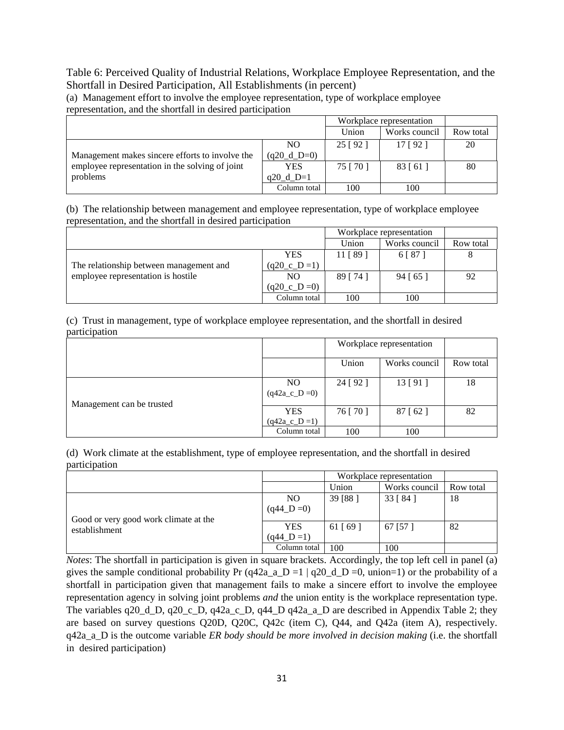Table 6: Perceived Quality of Industrial Relations, Workplace Employee Representation, and the Shortfall in Desired Participation, All Establishments (in percent)

(a) Management effort to involve the employee representation, type of workplace employee representation, and the shortfall in desired participation

| | | Workplace representation | | |
|---|---|---|---|---|
| | | Union | Works council | Row total |
| Management makes sincere efforts to involve the employee representation in the solving of joint problems | NO (q20_d_D=0) | 25 [ 92 ] | 17 [ 92 ] | 20 |
| | YES q20_d_D=1 | 75 [ 70 ] | 83 [ 61 ] | 80 |
| | Column total | 100 | 100 | |

(b) The relationship between management and employee representation, type of workplace employee representation, and the shortfall in desired participation

| | | Workplace representation | | |
|---|---|---|---|---|
| | | Union | Works council | Row total |
| The relationship between management and employee representation is hostile | YES (q20_c_D =1) | 11 [ 89 ] | 6 [ 87 ] | 8 |
| | NO (q20_c_D =0) | 89 [ 74 ] | 94 [ 65 ] | 92 |
| | Column total | 100 | 100 | |

(c) Trust in management, type of workplace employee representation, and the shortfall in desired participation

| | | Workplace representation | | |
|---|---|---|---|---|
| | | Union | Works council | Row total |
| Management can be trusted | NO (q42a_c_D =0) | 24 [ 92 ] | 13 [ 91 ] | 18 |
| | YES (q42a_c_D =1) | 76 [ 70 ] | 87 [ 62 ] | 82 |
| | Column total | 100 | 100 | |

(d) Work climate at the establishment, type of employee representation, and the shortfall in desired participation

| | | Workplace representation | | |
|---|---|---|---|---|
| | | Union | Works council | Row total |
| Good or very good work climate at the establishment | NO (q44_D =0) | 39 [88 ] | 33 [ 84 ] | 18 |
| | YES (q44_D =1) | 61 [ 69 ] | 67 [57 ] | 82 |
| | Column total | 100 | 100 | |

*Notes*: The shortfall in participation is given in square brackets. Accordingly, the top left cell in panel (a) gives the sample conditional probability Pr (q42a_a_D =1 | q20_d_D =0, union=1) or the probability of a shortfall in participation given that management fails to make a sincere effort to involve the employee representation agency in solving joint problems *and* the union entity is the workplace representation type. The variables q20_d_D, q20_c_D, q42a_c_D, q44_D q42a_a_D are described in Appendix Table 2; they are based on survey questions Q20D, Q20C, Q42c (item C), Q44, and Q42a (item A), respectively. q42a_a_D is the outcome variable *ER body should be more involved in decision making* (i.e. the shortfall in desired participation)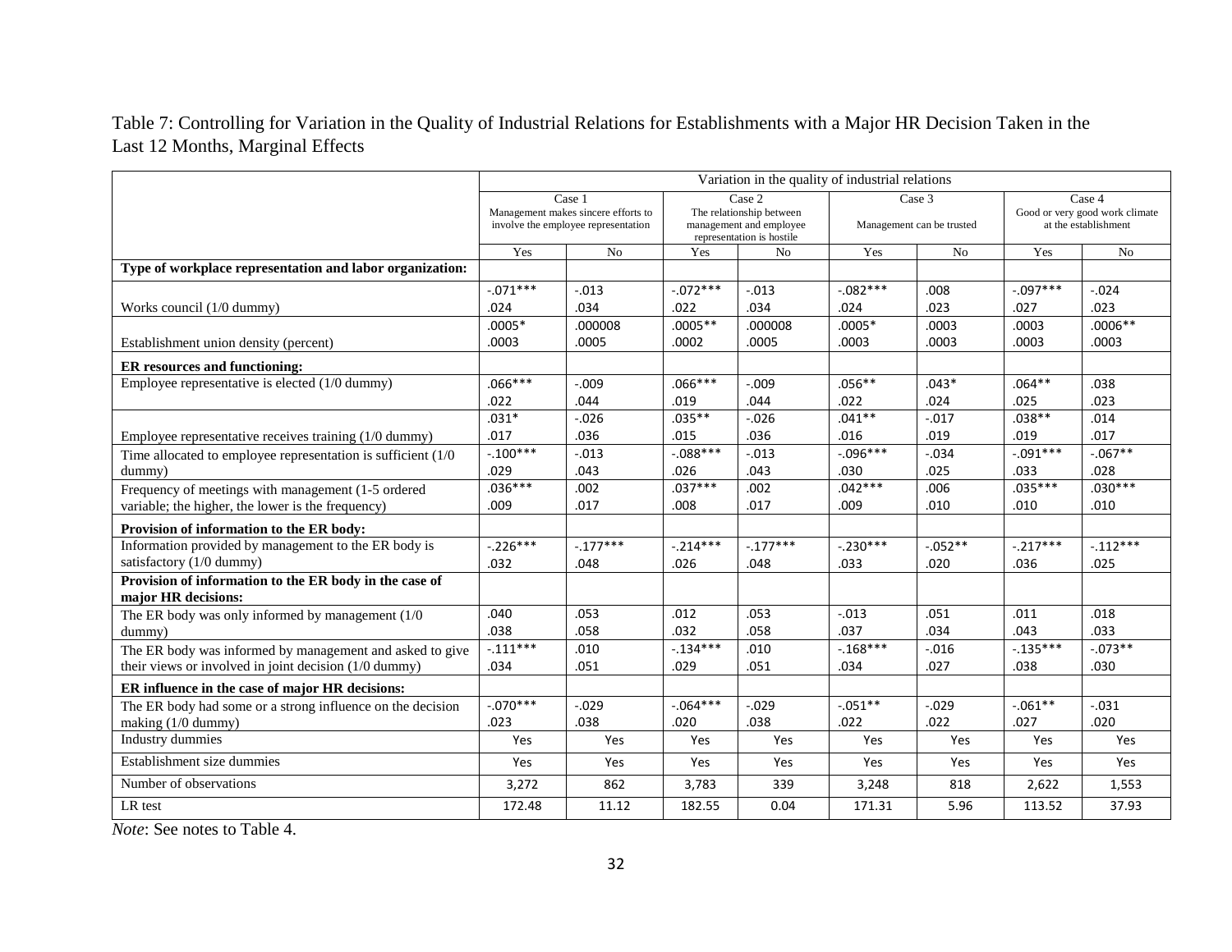Table 7: Controlling for Variation in the Quality of Industrial Relations for Establishments with a Major HR Decision Taken in the Last 12 Months, Marginal Effects

| | Variation in the quality of industrial relations | | | | | | | |
|---|---|---|---|---|---|---|---|---|
| | Case 1 Management makes sincere efforts to involve the employee representation | | Case 2 The relationship between management and employee representation is hostile | | Case 3 Management can be trusted | | Case 4 Good or very good work climate at the establishment | |
| | Yes | No | Yes | No | Yes | No | Yes | No |
| **Type of workplace representation and labor organization:** | | | | | | | | |
| Works council (1/0 dummy) | -.071*** | -.013 | -.072*** | -.013 | -.082*** | .008 | -.097*** | -.024 |
| | .024 | .034 | .022 | .034 | .024 | .023 | .027 | .023 |
| Establishment union density (percent) | .0005* | .000008 | .0005** | .000008 | .0005* | .0003 | .0003 | .0006** |
| | .0003 | .0005 | .0002 | .0005 | .0003 | .0003 | .0003 | .0003 |
| **ER resources and functioning:** | | | | | | | | |
| Employee representative is elected (1/0 dummy) | .066*** | -.009 | .066*** | -.009 | .056** | .043* | .064** | .038 |
| | .022 | .044 | .019 | .044 | .022 | .024 | .025 | .023 |
| Employee representative receives training (1/0 dummy) | .031* | -.026 | .035** | -.026 | .041** | -.017 | .038** | .014 |
| | .017 | .036 | .015 | .036 | .016 | .019 | .019 | .017 |
| Time allocated to employee representation is sufficient (1/0 dummy) | -.100*** | -.013 | -.088*** | -.013 | -.096*** | -.034 | -.091*** | -.067** |
| | .029 | .043 | .026 | .043 | .030 | .025 | .033 | .028 |
| Frequency of meetings with management (1-5 ordered variable; the higher, the lower is the frequency) | .036*** | .002 | .037*** | .002 | .042*** | .006 | .035*** | .030*** |
| | .009 | .017 | .008 | .017 | .009 | .010 | .010 | .010 |
| **Provision of information to the ER body:** | | | | | | | | |
| Information provided by management to the ER body is satisfactory (1/0 dummy) | -.226*** | -.177*** | -.214*** | -.177*** | -.230*** | -.052** | -.217*** | -.112*** |
| | .032 | .048 | .026 | .048 | .033 | .020 | .036 | .025 |
| **Provision of information to the ER body in the case of major HR decisions:** | | | | | | | | |
| The ER body was only informed by management (1/0 dummy) | .040 | .053 | .012 | .053 | -.013 | .051 | .011 | .018 |
| | .038 | .058 | .032 | .058 | .037 | .034 | .043 | .033 |
| The ER body was informed by management and asked to give their views or involved in joint decision (1/0 dummy) | -.111*** | .010 | -.134*** | .010 | -.168*** | -.016 | -.135*** | -.073** |
| | .034 | .051 | .029 | .051 | .034 | .027 | .038 | .030 |
| **ER influence in the case of major HR decisions:** | | | | | | | | |
| The ER body had some or a strong influence on the decision making (1/0 dummy) | -.070*** | -.029 | -.064*** | -.029 | -.051** | -.029 | -.061** | -.031 |
| | .023 | .038 | .020 | .038 | .022 | .022 | .027 | .020 |
| Industry dummies | Yes | Yes | Yes | Yes | Yes | Yes | Yes | Yes |
| Establishment size dummies | Yes | Yes | Yes | Yes | Yes | Yes | Yes | Yes |
| Number of observations | 3,272 | 862 | 3,783 | 339 | 3,248 | 818 | 2,622 | 1,553 |
| LR test | 172.48 | 11.12 | 182.55 | 0.04 | 171.31 | 5.96 | 113.52 | 37.93 |

*Note*: See notes to Table 4.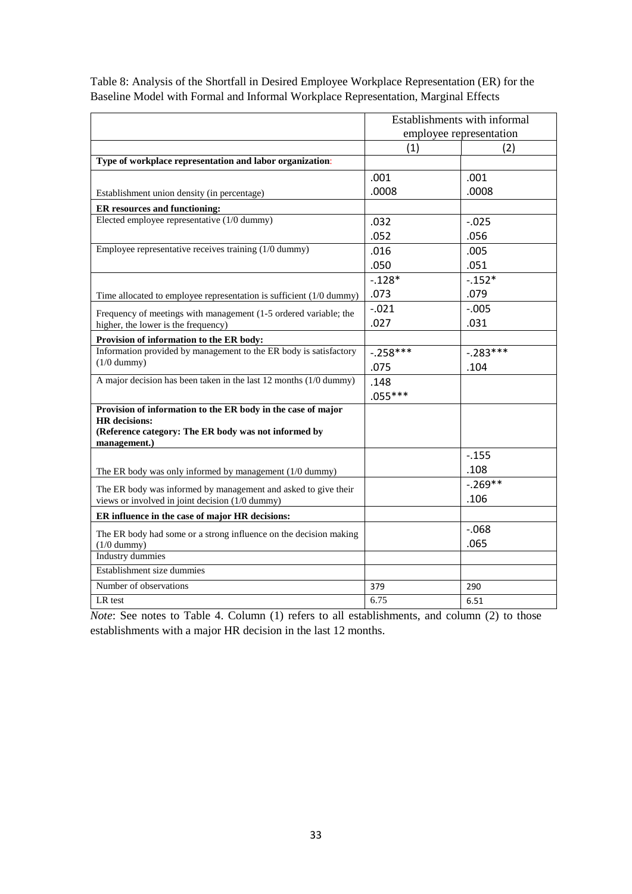Table 8: Analysis of the Shortfall in Desired Employee Workplace Representation (ER) for the Baseline Model with Formal and Informal Workplace Representation, Marginal Effects

| | Establishments with informal employee representation | |
|---|---|---|
| | (1) | (2) |
| **Type of workplace representation and labor organization**: | | |
| Establishment union density (in percentage) | .001<br>.0008 | .001<br>.0008 |
| **ER resources and functioning:** | | |
| Elected employee representative (1/0 dummy) | .032<br>.052 | -.025<br>.056 |
| Employee representative receives training (1/0 dummy) | .016<br>.050 | .005<br>.051 |
| Time allocated to employee representation is sufficient (1/0 dummy) | -.128*<br>.073 | -.152*<br>.079 |
| Frequency of meetings with management (1-5 ordered variable; the higher, the lower is the frequency) | -.021<br>.027 | -.005<br>.031 |
| **Provision of information to the ER body:** | | |
| Information provided by management to the ER body is satisfactory (1/0 dummy) | -.258***<br>.075 | -.283***<br>.104 |
| A major decision has been taken in the last 12 months (1/0 dummy) | .148<br>.055*** | |
| **Provision of information to the ER body in the case of major HR decisions:**<br>**(Reference category: The ER body was not informed by management.)** | | |
| The ER body was only informed by management (1/0 dummy) | | -.155<br>.108 |
| The ER body was informed by management and asked to give their views or involved in joint decision (1/0 dummy) | | -.269**<br>.106 |
| **ER influence in the case of major HR decisions:** | | |
| The ER body had some or a strong influence on the decision making (1/0 dummy) | | -.068<br>.065 |
| Industry dummies | | |
| Establishment size dummies | | |
| Number of observations | 379 | 290 |
| LR test | 6.75 | 6.51 |

*Note*: See notes to Table 4. Column (1) refers to all establishments, and column (2) to those establishments with a major HR decision in the last 12 months.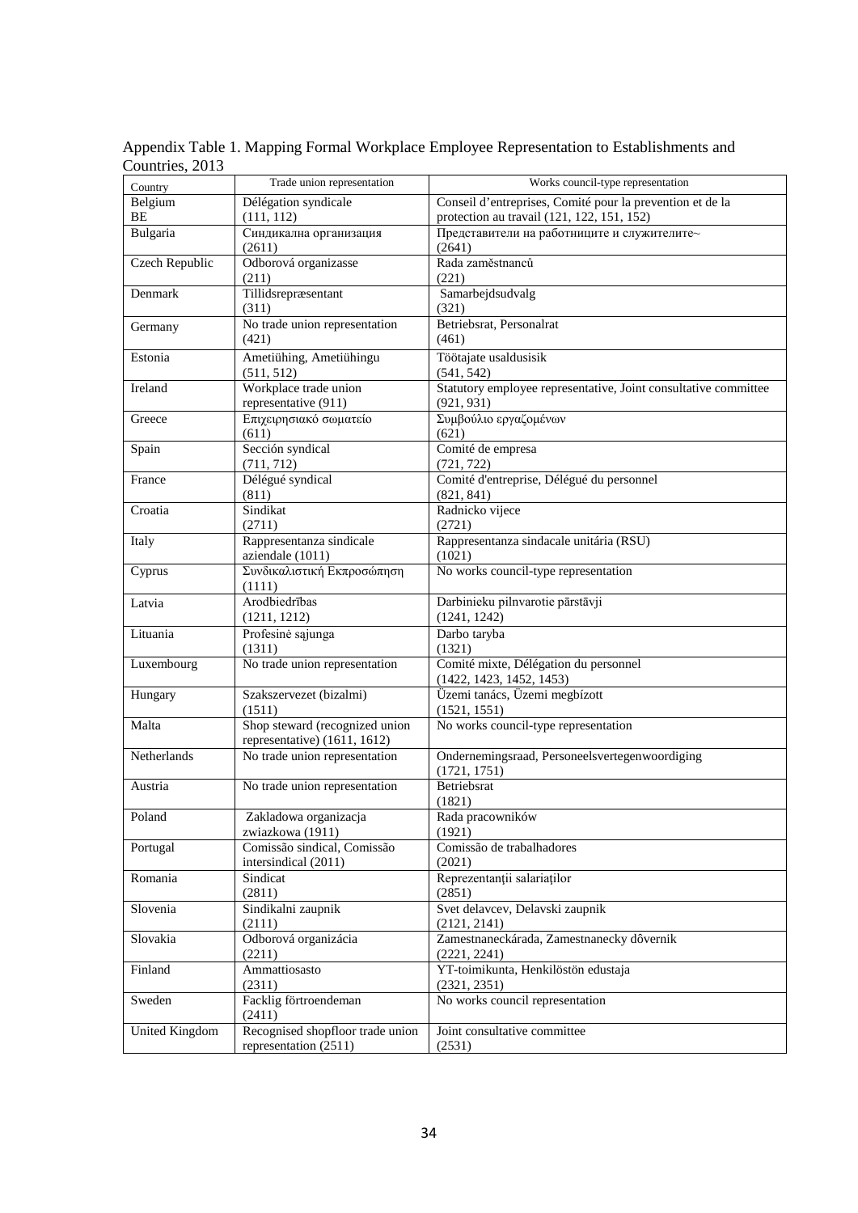Appendix Table 1. Mapping Formal Workplace Employee Representation to Establishments and Countries, 2013

| Country | Trade union representation | Works council-type representation |
|---|---|---|
| Belgium BE | Délégation syndicale (111, 112) | Conseil d'entreprises, Comité pour la prevention et de la protection au travail (121, 122, 151, 152) |
| Bulgaria | Синдикална организация (2611) | Представители на работниците и служителите~ (2641) |
| Czech Republic | Odborová organizasse (211) | Rada zaměstnanců (221) |
| Denmark | Tillidsrepræsentant (311) | Samarbejdsudvalg (321) |
| Germany | No trade union representation (421) | Betriebsrat, Personalrat (461) |
| Estonia | Ametiühing, Ametiühingu (511, 512) | Töötajate usaldusisik (541, 542) |
| Ireland | Workplace trade union representative (911) | Statutory employee representative, Joint consultative committee (921, 931) |
| Greece | Επιχειρησιακό σωματείο (611) | Συμβούλιο εργαζομένων (621) |
| Spain | Sección syndical (711, 712) | Comité de empresa (721, 722) |
| France | Délégué syndical (811) | Comité d'entreprise, Délégué du personnel (821, 841) |
| Croatia | Sindikat (2711) | Radnicko vijece (2721) |
| Italy | Rappresentanza sindicale aziendale (1011) | Rappresentanza sindacale unitária (RSU) (1021) |
| Cyprus | Συνδικαλιστική Εκπροσώπηση (1111) | No works council-type representation |
| Latvia | Arodbiedrības (1211, 1212) | Darbinieku pilnvarotie pārstāvji (1241, 1242) |
| Lituania | Profesinė sąjunga (1311) | Darbo taryba (1321) |
| Luxembourg | No trade union representation | Comité mixte, Délégation du personnel (1422, 1423, 1452, 1453) |
| Hungary | Szakszervezet (bizalmi) (1511) | Üzemi tanács, Üzemi megbízott (1521, 1551) |
| Malta | Shop steward (recognized union representative) (1611, 1612) | No works council-type representation |
| Netherlands | No trade union representation | Ondernemingsraad, Personeelsvertegenwoordiging (1721, 1751) |
| Austria | No trade union representation | Betriebsrat (1821) |
| Poland | Zakladowa organizacja zwiazkowa (1911) | Rada pracowników (1921) |
| Portugal | Comissão sindical, Comissão intersindical (2011) | Comissão de trabalhadores (2021) |
| Romania | Sindicat (2811) | Reprezentanții salariaților (2851) |
| Slovenia | Sindikalni zaupnik (2111) | Svet delavcev, Delavski zaupnik (2121, 2141) |
| Slovakia | Odborová organizácia (2211) | Zamestnaneckárada, Zamestnanecky dôvernik (2221, 2241) |
| Finland | Ammattiosasto (2311) | YT-toimikunta, Henkilöstön edustaja (2321, 2351) |
| Sweden | Facklig förtroendeman (2411) | No works council representation |
| United Kingdom | Recognised shopfloor trade union representation (2511) | Joint consultative committee (2531) |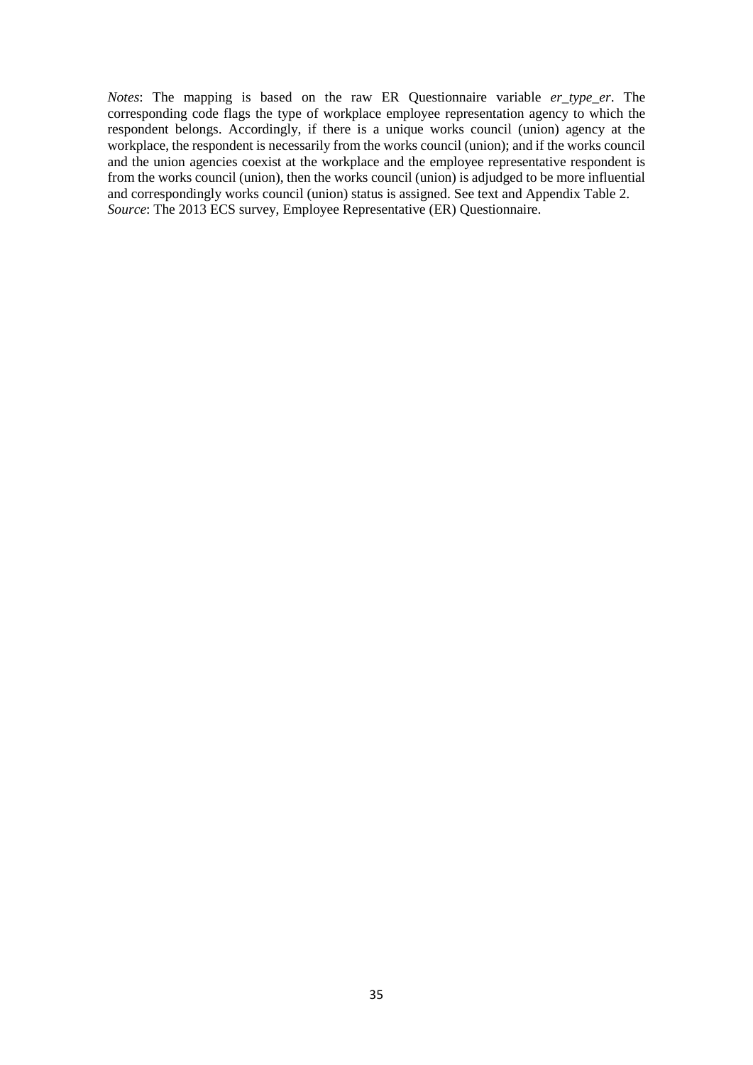*Notes*: The mapping is based on the raw ER Questionnaire variable *er_type_er*. The corresponding code flags the type of workplace employee representation agency to which the respondent belongs. Accordingly, if there is a unique works council (union) agency at the workplace, the respondent is necessarily from the works council (union); and if the works council and the union agencies coexist at the workplace and the employee representative respondent is from the works council (union), then the works council (union) is adjudged to be more influential and correspondingly works council (union) status is assigned. See text and Appendix Table 2.
*Source*: The 2013 ECS survey, Employee Representative (ER) Questionnaire.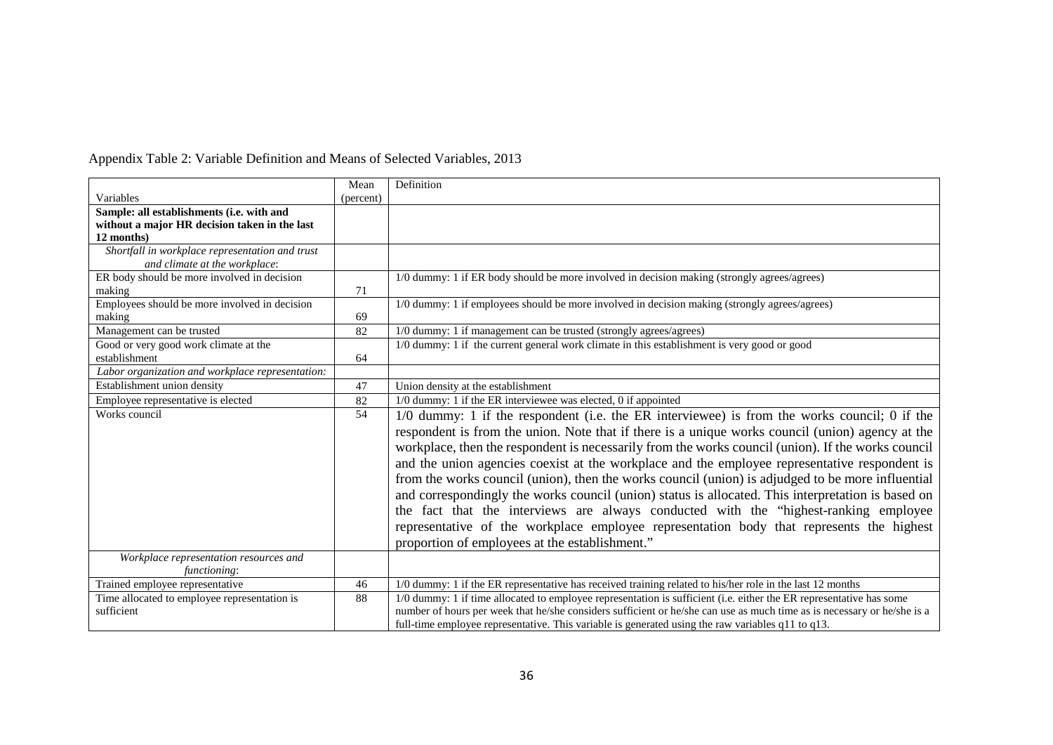Appendix Table 2: Variable Definition and Means of Selected Variables, 2013

| Variables | Mean (percent) | Definition |
|---|---|---|
| **Sample: all establishments (i.e. with and without a major HR decision taken in the last 12 months)** | | |
| *Shortfall in workplace representation and trust and climate at the workplace*: | | |
| ER body should be more involved in decision making | 71 | 1/0 dummy: 1 if ER body should be more involved in decision making (strongly agrees/agrees) |
| Employees should be more involved in decision making | 69 | 1/0 dummy: 1 if employees should be more involved in decision making (strongly agrees/agrees) |
| Management can be trusted | 82 | 1/0 dummy: 1 if management can be trusted (strongly agrees/agrees) |
| Good or very good work climate at the establishment | 64 | 1/0 dummy: 1 if the current general work climate in this establishment is very good or good |
| *Labor organization and workplace representation:* | | |
| Establishment union density | 47 | Union density at the establishment |
| Employee representative is elected | 82 | 1/0 dummy: 1 if the ER interviewee was elected, 0 if appointed |
| Works council | 54 | 1/0 dummy: 1 if the respondent (i.e. the ER interviewee) is from the works council; 0 if the respondent is from the union. Note that if there is a unique works council (union) agency at the workplace, then the respondent is necessarily from the works council (union). If the works council and the union agencies coexist at the workplace and the employee representative respondent is from the works council (union), then the works council (union) is adjudged to be more influential and correspondingly the works council (union) status is allocated. This interpretation is based on the fact that the interviews are always conducted with the "highest-ranking employee representative of the workplace employee representation body that represents the highest proportion of employees at the establishment." |
| *Workplace representation resources and functioning*: | | |
| Trained employee representative | 46 | 1/0 dummy: 1 if the ER representative has received training related to his/her role in the last 12 months |
| Time allocated to employee representation is sufficient | 88 | 1/0 dummy: 1 if time allocated to employee representation is sufficient (i.e. either the ER representative has some number of hours per week that he/she considers sufficient or he/she can use as much time as is necessary or he/she is a full-time employee representative. This variable is generated using the raw variables q11 to q13. |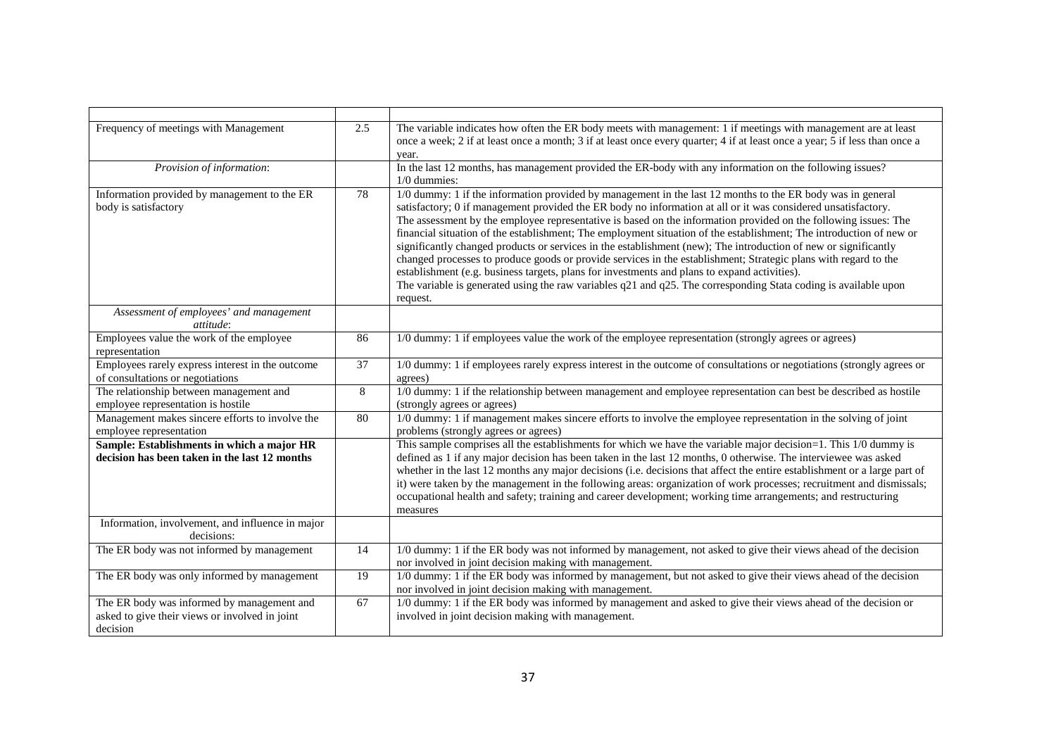| | | |
|---|---|---|
| Frequency of meetings with Management | 2.5 | The variable indicates how often the ER body meets with management: 1 if meetings with management are at least once a week; 2 if at least once a month; 3 if at least once every quarter; 4 if at least once a year; 5 if less than once a year. |
| *Provision of information*: | | In the last 12 months, has management provided the ER-body with any information on the following issues? 1/0 dummies: |
| Information provided by management to the ER body is satisfactory | 78 | 1/0 dummy: 1 if the information provided by management in the last 12 months to the ER body was in general satisfactory; 0 if management provided the ER body no information at all or it was considered unsatisfactory. The assessment by the employee representative is based on the information provided on the following issues: The financial situation of the establishment; The employment situation of the establishment; The introduction of new or significantly changed products or services in the establishment (new); The introduction of new or significantly changed processes to produce goods or provide services in the establishment; Strategic plans with regard to the establishment (e.g. business targets, plans for investments and plans to expand activities). The variable is generated using the raw variables q21 and q25. The corresponding Stata coding is available upon request. |
| *Assessment of employees' and management attitude*: | | |
| Employees value the work of the employee representation | 86 | 1/0 dummy: 1 if employees value the work of the employee representation (strongly agrees or agrees) |
| Employees rarely express interest in the outcome of consultations or negotiations | 37 | 1/0 dummy: 1 if employees rarely express interest in the outcome of consultations or negotiations (strongly agrees or agrees) |
| The relationship between management and employee representation is hostile | 8 | 1/0 dummy: 1 if the relationship between management and employee representation can best be described as hostile (strongly agrees or agrees) |
| Management makes sincere efforts to involve the employee representation | 80 | 1/0 dummy: 1 if management makes sincere efforts to involve the employee representation in the solving of joint problems (strongly agrees or agrees) |
| **Sample: Establishments in which a major HR decision has been taken in the last 12 months** | | This sample comprises all the establishments for which we have the variable major decision=1. This 1/0 dummy is defined as 1 if any major decision has been taken in the last 12 months, 0 otherwise. The interviewee was asked whether in the last 12 months any major decisions (i.e. decisions that affect the entire establishment or a large part of it) were taken by the management in the following areas: organization of work processes; recruitment and dismissals; occupational health and safety; training and career development; working time arrangements; and restructuring measures |
| Information, involvement, and influence in major decisions: | | |
| The ER body was not informed by management | 14 | 1/0 dummy: 1 if the ER body was not informed by management, not asked to give their views ahead of the decision nor involved in joint decision making with management. |
| The ER body was only informed by management | 19 | 1/0 dummy: 1 if the ER body was informed by management, but not asked to give their views ahead of the decision nor involved in joint decision making with management. |
| The ER body was informed by management and asked to give their views or involved in joint decision | 67 | 1/0 dummy: 1 if the ER body was informed by management and asked to give their views ahead of the decision or involved in joint decision making with management. |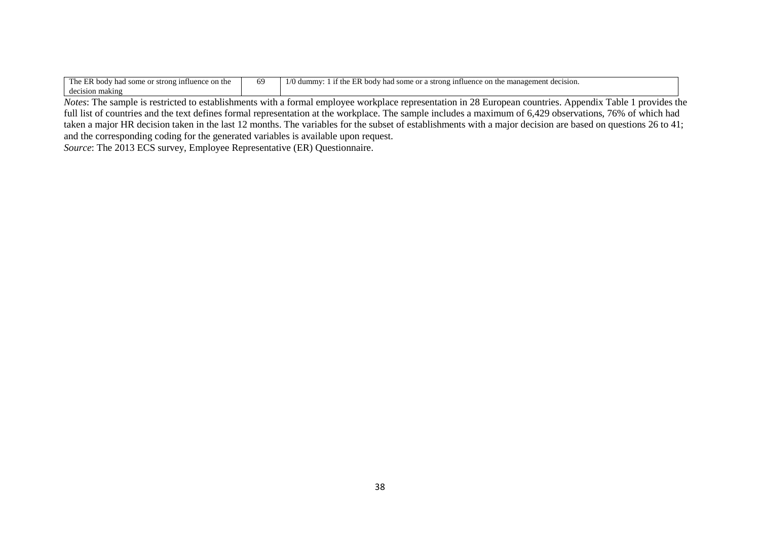| | | |
|---|---|---|
| The ER body had some or strong influence on the decision making | 69 | 1/0 dummy: 1 if the ER body had some or a strong influence on the management decision. |

*Notes*: The sample is restricted to establishments with a formal employee workplace representation in 28 European countries. Appendix Table 1 provides the full list of countries and the text defines formal representation at the workplace. The sample includes a maximum of 6,429 observations, 76% of which had taken a major HR decision taken in the last 12 months. The variables for the subset of establishments with a major decision are based on questions 26 to 41; and the corresponding coding for the generated variables is available upon request.

*Source*: The 2013 ECS survey, Employee Representative (ER) Questionnaire.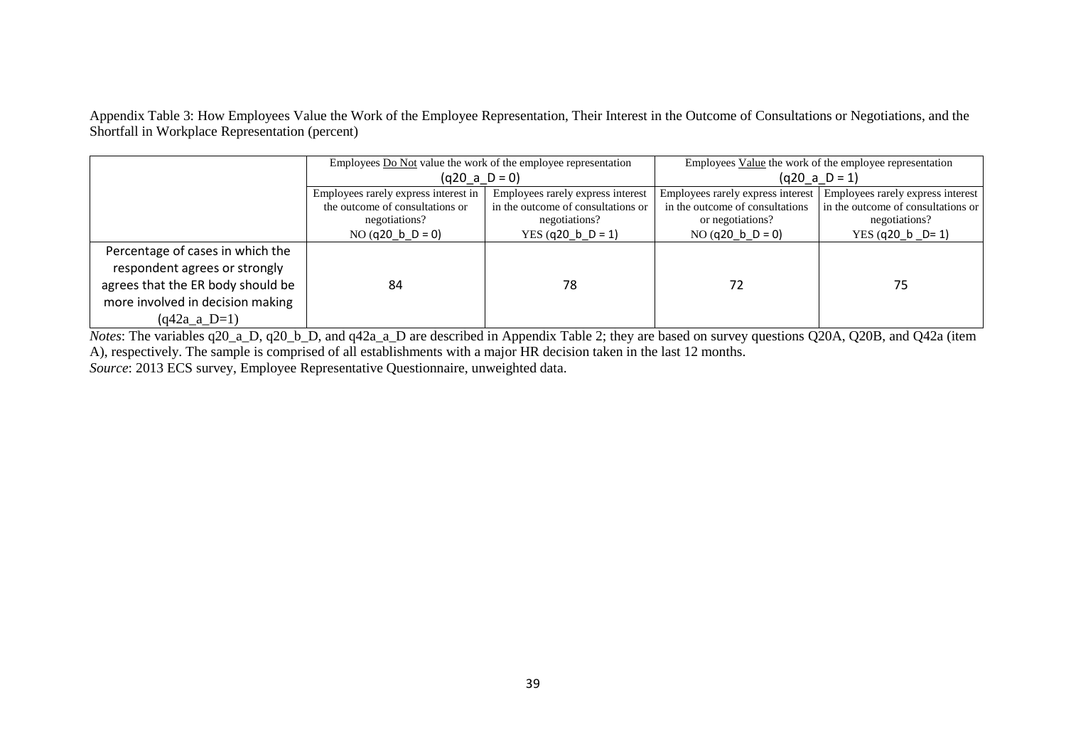Appendix Table 3: How Employees Value the Work of the Employee Representation, Their Interest in the Outcome of Consultations or Negotiations, and the Shortfall in Workplace Representation (percent)

| | Employees <u>Do Not</u> value the work of the employee representation (q20_a_D = 0) | | Employees <u>Value</u> the work of the employee representation (q20_a_D = 1) | |
|---|---|---|---|---|
| | Employees rarely express interest in the outcome of consultations or negotiations? NO (q20_b_D = 0) | Employees rarely express interest in the outcome of consultations or negotiations? YES (q20_b_D = 1) | Employees rarely express interest in the outcome of consultations or negotiations? NO (q20_b_D = 0) | Employees rarely express interest in the outcome of consultations or negotiations? YES (q20_b _D= 1) |
| Percentage of cases in which the respondent agrees or strongly agrees that the ER body should be more involved in decision making (q42a_a_D=1) | 84 | 78 | 72 | 75 |

*Notes*: The variables q20_a_D, q20_b_D, and q42a_a_D are described in Appendix Table 2; they are based on survey questions Q20A, Q20B, and Q42a (item A), respectively. The sample is comprised of all establishments with a major HR decision taken in the last 12 months.
*Source*: 2013 ECS survey, Employee Representative Questionnaire, unweighted data.